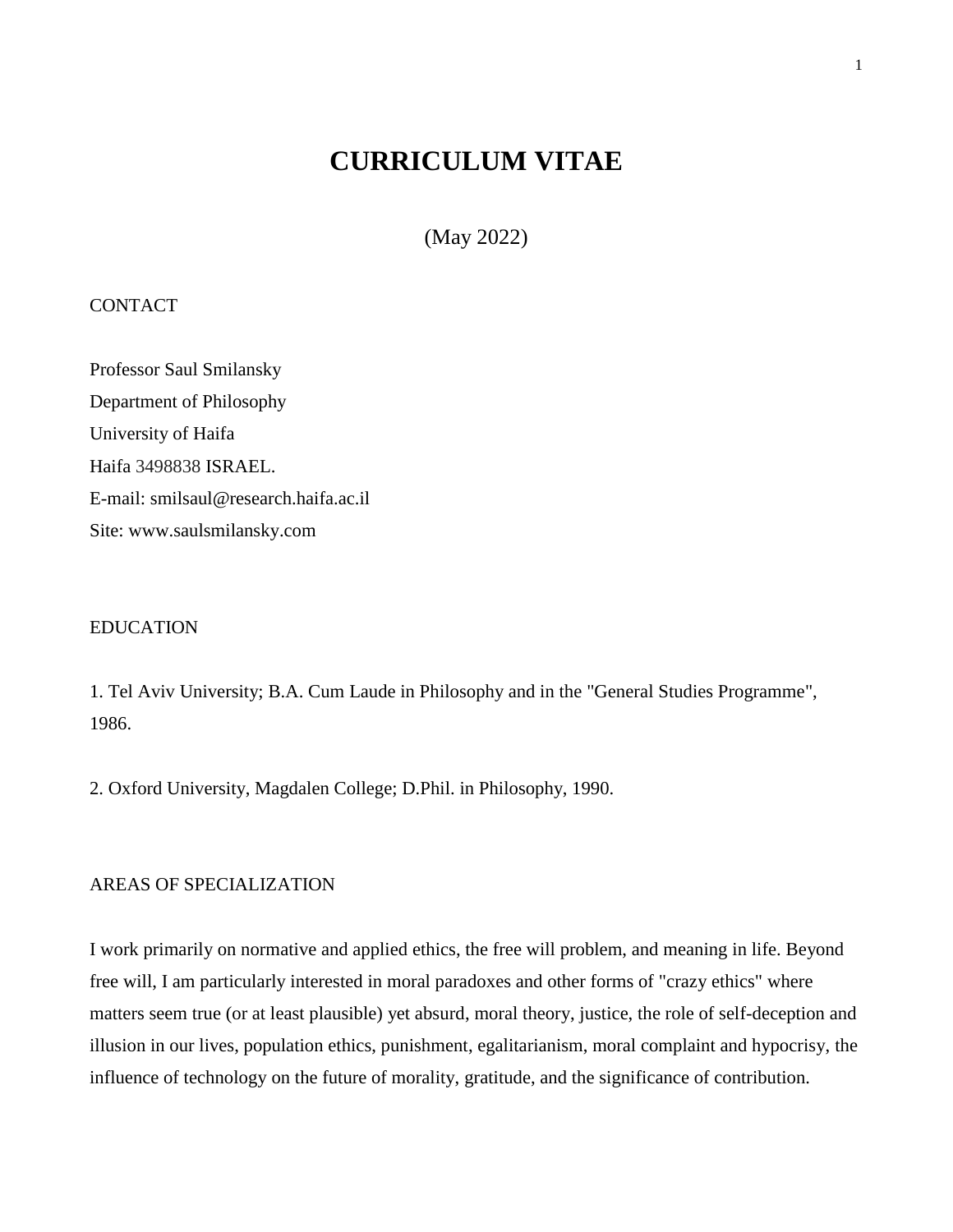# CURRICULUM VITAE

(May 2022)

## CONTACT

Professor Saul Smilansky
Department of Philosophy
University of Haifa
Haifa 3498838 ISRAEL.
E-mail: smilsaul@research.haifa.ac.il
Site: www.saulsmilansky.com

## EDUCATION

1. Tel Aviv University; B.A. Cum Laude in Philosophy and in the "General Studies Programme", 1986.

2. Oxford University, Magdalen College; D.Phil. in Philosophy, 1990.

## AREAS OF SPECIALIZATION

I work primarily on normative and applied ethics, the free will problem, and meaning in life. Beyond free will, I am particularly interested in moral paradoxes and other forms of "crazy ethics" where matters seem true (or at least plausible) yet absurd, moral theory, justice, the role of self-deception and illusion in our lives, population ethics, punishment, egalitarianism, moral complaint and hypocrisy, the influence of technology on the future of morality, gratitude, and the significance of contribution.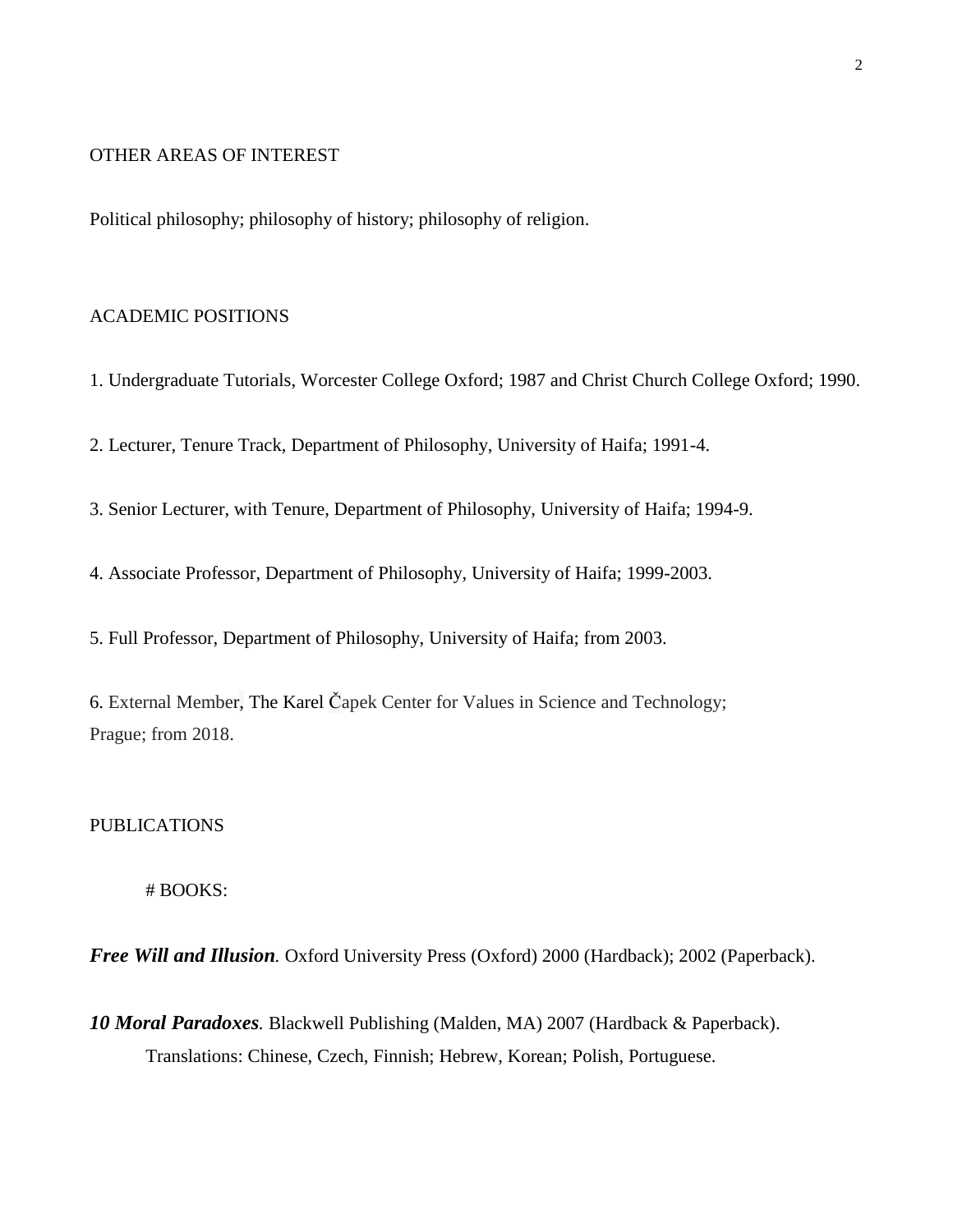## OTHER AREAS OF INTEREST

Political philosophy; philosophy of history; philosophy of religion.

## ACADEMIC POSITIONS

1. Undergraduate Tutorials, Worcester College Oxford; 1987 and Christ Church College Oxford; 1990.

2. Lecturer, Tenure Track, Department of Philosophy, University of Haifa; 1991-4.

3. Senior Lecturer, with Tenure, Department of Philosophy, University of Haifa; 1994-9.

4. Associate Professor, Department of Philosophy, University of Haifa; 1999-2003.

5. Full Professor, Department of Philosophy, University of Haifa; from 2003.

6. External Member, The Karel Čapek Center for Values in Science and Technology; Prague; from 2018.

## PUBLICATIONS

### # BOOKS:

***Free Will and Illusion***. Oxford University Press (Oxford) 2000 (Hardback); 2002 (Paperback).

***10 Moral Paradoxes***. Blackwell Publishing (Malden, MA) 2007 (Hardback & Paperback).
Translations: Chinese, Czech, Finnish; Hebrew, Korean; Polish, Portuguese.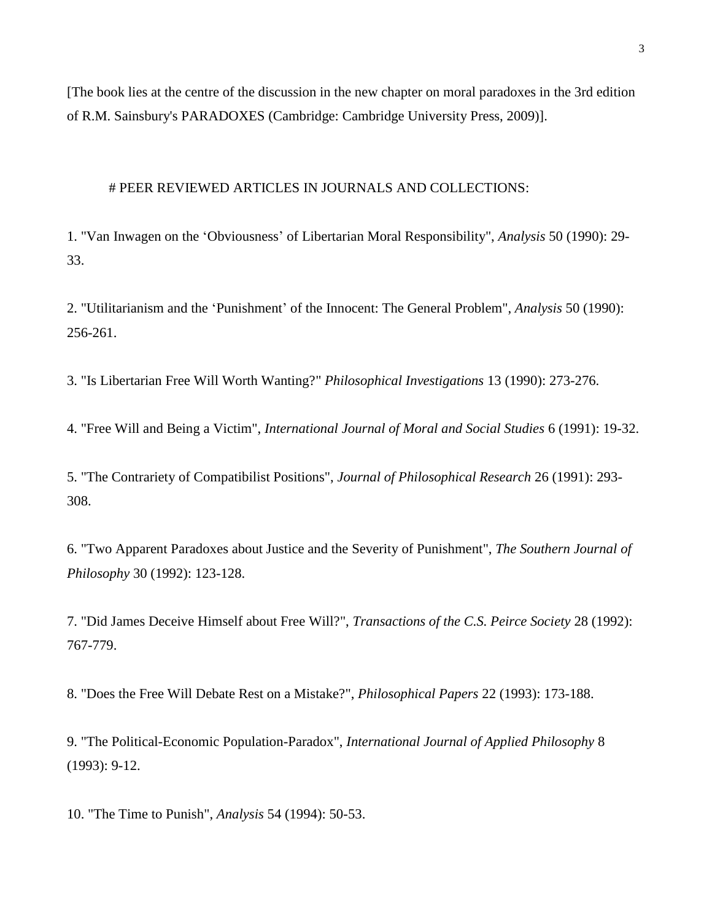[The book lies at the centre of the discussion in the new chapter on moral paradoxes in the 3rd edition of R.M. Sainsbury's PARADOXES (Cambridge: Cambridge University Press, 2009)].

# PEER REVIEWED ARTICLES IN JOURNALS AND COLLECTIONS:

1. "Van Inwagen on the 'Obviousness' of Libertarian Moral Responsibility", *Analysis* 50 (1990): 29-33.

2. "Utilitarianism and the 'Punishment' of the Innocent: The General Problem", *Analysis* 50 (1990): 256-261.

3. "Is Libertarian Free Will Worth Wanting?" *Philosophical Investigations* 13 (1990): 273-276.

4. "Free Will and Being a Victim", *International Journal of Moral and Social Studies* 6 (1991): 19-32.

5. "The Contrariety of Compatibilist Positions", *Journal of Philosophical Research* 26 (1991): 293-308.

6. "Two Apparent Paradoxes about Justice and the Severity of Punishment", *The Southern Journal of Philosophy* 30 (1992): 123-128.

7. "Did James Deceive Himself about Free Will?", *Transactions of the C.S. Peirce Society* 28 (1992): 767-779.

8. "Does the Free Will Debate Rest on a Mistake?", *Philosophical Papers* 22 (1993): 173-188.

9. "The Political-Economic Population-Paradox", *International Journal of Applied Philosophy* 8 (1993): 9-12.

10. "The Time to Punish", *Analysis* 54 (1994): 50-53.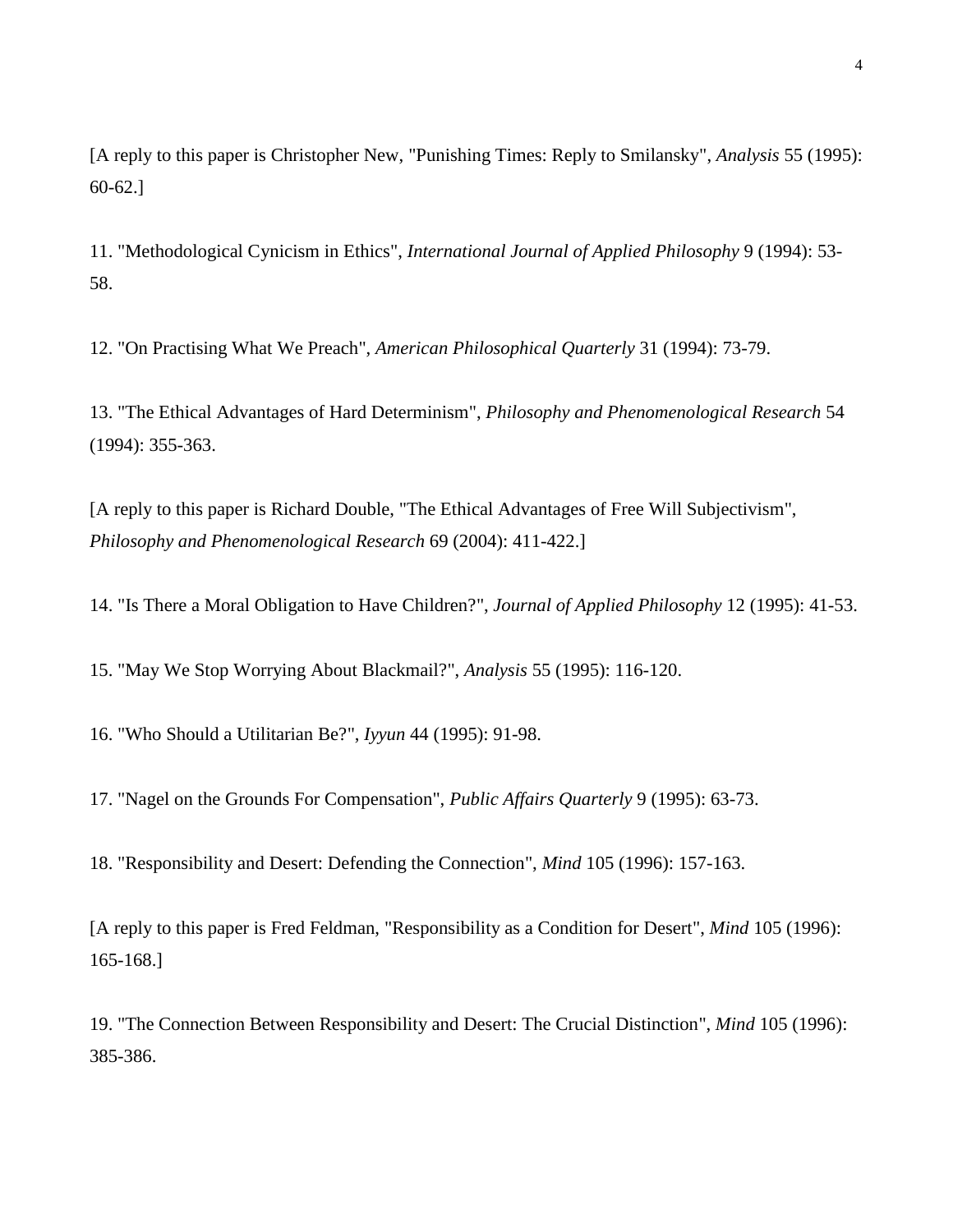[A reply to this paper is Christopher New, "Punishing Times: Reply to Smilansky", *Analysis* 55 (1995): 60-62.]

11. "Methodological Cynicism in Ethics", *International Journal of Applied Philosophy* 9 (1994): 53-58.

12. "On Practising What We Preach", *American Philosophical Quarterly* 31 (1994): 73-79.

13. "The Ethical Advantages of Hard Determinism", *Philosophy and Phenomenological Research* 54 (1994): 355-363.

[A reply to this paper is Richard Double, "The Ethical Advantages of Free Will Subjectivism", *Philosophy and Phenomenological Research* 69 (2004): 411-422.]

14. "Is There a Moral Obligation to Have Children?", *Journal of Applied Philosophy* 12 (1995): 41-53.

15. "May We Stop Worrying About Blackmail?", *Analysis* 55 (1995): 116-120.

16. "Who Should a Utilitarian Be?", *Iyyun* 44 (1995): 91-98.

17. "Nagel on the Grounds For Compensation", *Public Affairs Quarterly* 9 (1995): 63-73.

18. "Responsibility and Desert: Defending the Connection", *Mind* 105 (1996): 157-163.

[A reply to this paper is Fred Feldman, "Responsibility as a Condition for Desert", *Mind* 105 (1996): 165-168.]

19. "The Connection Between Responsibility and Desert: The Crucial Distinction", *Mind* 105 (1996): 385-386.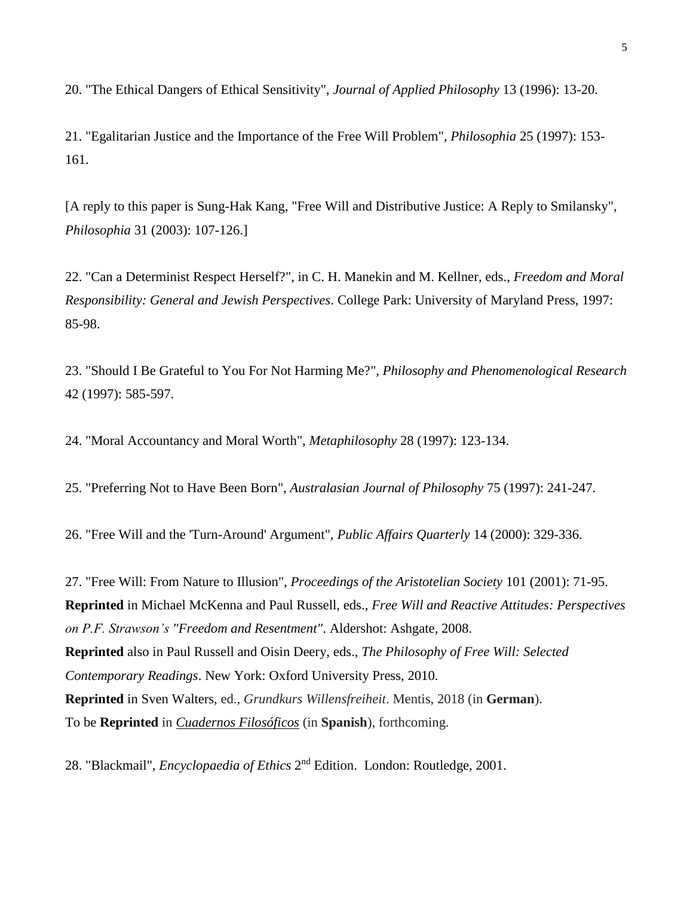20. "The Ethical Dangers of Ethical Sensitivity", *Journal of Applied Philosophy* 13 (1996): 13-20.

21. "Egalitarian Justice and the Importance of the Free Will Problem", *Philosophia* 25 (1997): 153-161.

[A reply to this paper is Sung-Hak Kang, "Free Will and Distributive Justice: A Reply to Smilansky", *Philosophia* 31 (2003): 107-126.]

22. "Can a Determinist Respect Herself?", in C. H. Manekin and M. Kellner, eds., *Freedom and Moral Responsibility: General and Jewish Perspectives*. College Park: University of Maryland Press, 1997: 85-98.

23. "Should I Be Grateful to You For Not Harming Me?", *Philosophy and Phenomenological Research* 42 (1997): 585-597.

24. "Moral Accountancy and Moral Worth", *Metaphilosophy* 28 (1997): 123-134.

25. "Preferring Not to Have Been Born", *Australasian Journal of Philosophy* 75 (1997): 241-247.

26. "Free Will and the 'Turn-Around' Argument", *Public Affairs Quarterly* 14 (2000): 329-336.

27. "Free Will: From Nature to Illusion", *Proceedings of the Aristotelian Society* 101 (2001): 71-95.
**Reprinted** in Michael McKenna and Paul Russell, eds., *Free Will and Reactive Attitudes: Perspectives on P.F. Strawson's "Freedom and Resentment"*. Aldershot: Ashgate, 2008.
**Reprinted** also in Paul Russell and Oisin Deery, eds., *The Philosophy of Free Will: Selected Contemporary Readings*. New York: Oxford University Press, 2010.
**Reprinted** in Sven Walters, ed., *Grundkurs Willensfreiheit*. Mentis, 2018 (in **German**).
To be **Reprinted** in *Cuadernos Filosóficos* (in **Spanish**), forthcoming.

28. "Blackmail", *Encyclopaedia of Ethics* 2nd Edition. London: Routledge, 2001.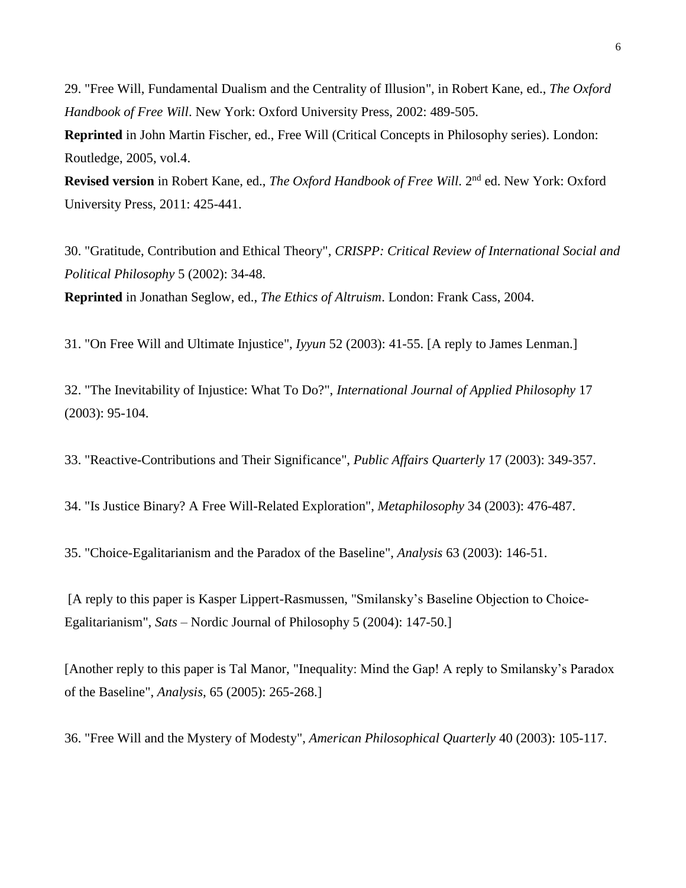29. "Free Will, Fundamental Dualism and the Centrality of Illusion", in Robert Kane, ed., *The Oxford Handbook of Free Will*. New York: Oxford University Press, 2002: 489-505.
**Reprinted** in John Martin Fischer, ed., Free Will (Critical Concepts in Philosophy series). London: Routledge, 2005, vol.4.
**Revised version** in Robert Kane, ed., *The Oxford Handbook of Free Will*. 2nd ed. New York: Oxford University Press, 2011: 425-441.

30. "Gratitude, Contribution and Ethical Theory", *CRISPP: Critical Review of International Social and Political Philosophy* 5 (2002): 34-48.
**Reprinted** in Jonathan Seglow, ed., *The Ethics of Altruism*. London: Frank Cass, 2004.

31. "On Free Will and Ultimate Injustice", *Iyyun* 52 (2003): 41-55. [A reply to James Lenman.]

32. "The Inevitability of Injustice: What To Do?", *International Journal of Applied Philosophy* 17 (2003): 95-104.

33. "Reactive-Contributions and Their Significance", *Public Affairs Quarterly* 17 (2003): 349-357.

34. "Is Justice Binary? A Free Will-Related Exploration", *Metaphilosophy* 34 (2003): 476-487.

35. "Choice-Egalitarianism and the Paradox of the Baseline", *Analysis* 63 (2003): 146-51.

[A reply to this paper is Kasper Lippert-Rasmussen, "Smilansky's Baseline Objection to Choice-Egalitarianism", *Sats* – Nordic Journal of Philosophy 5 (2004): 147-50.]

[Another reply to this paper is Tal Manor, "Inequality: Mind the Gap! A reply to Smilansky's Paradox of the Baseline", *Analysis*, 65 (2005): 265-268.]

36. "Free Will and the Mystery of Modesty", *American Philosophical Quarterly* 40 (2003): 105-117.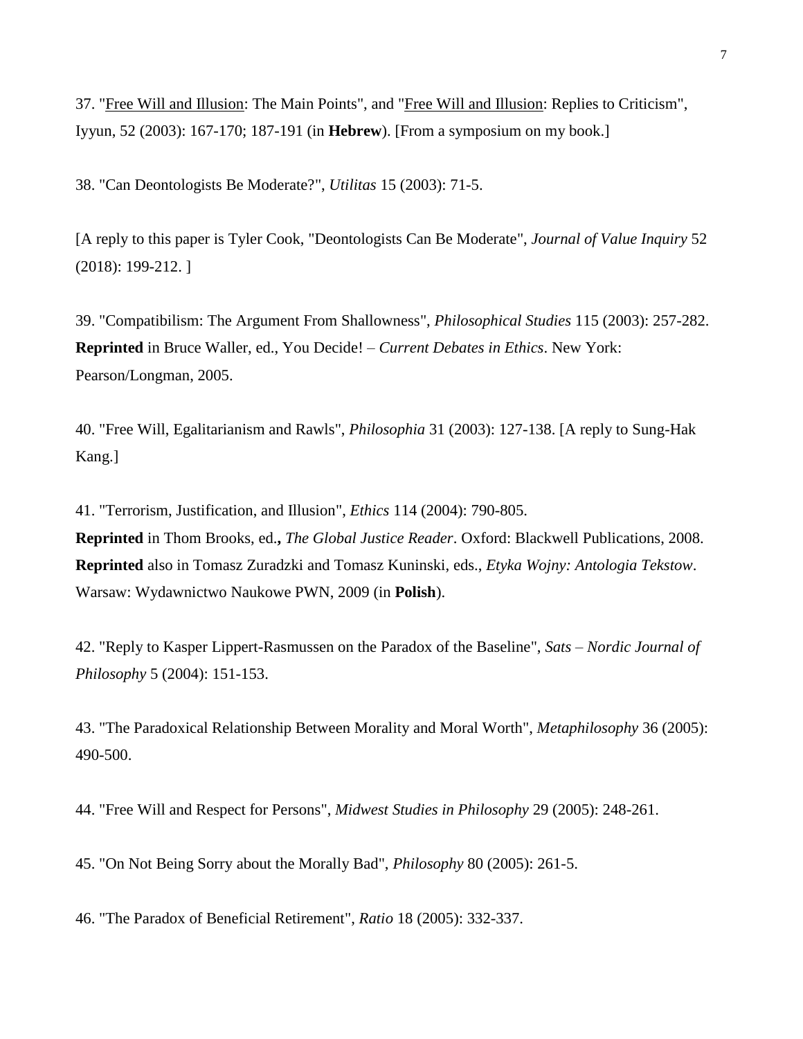37. "Free Will and Illusion: The Main Points", and "Free Will and Illusion: Replies to Criticism", Iyyun, 52 (2003): 167-170; 187-191 (in **Hebrew**). [From a symposium on my book.]

38. "Can Deontologists Be Moderate?", *Utilitas* 15 (2003): 71-5.

[A reply to this paper is Tyler Cook, "Deontologists Can Be Moderate", *Journal of Value Inquiry* 52 (2018): 199-212. ]

39. "Compatibilism: The Argument From Shallowness", *Philosophical Studies* 115 (2003): 257-282. **Reprinted** in Bruce Waller, ed., You Decide! – *Current Debates in Ethics*. New York: Pearson/Longman, 2005.

40. "Free Will, Egalitarianism and Rawls", *Philosophia* 31 (2003): 127-138. [A reply to Sung-Hak Kang.]

41. "Terrorism, Justification, and Illusion", *Ethics* 114 (2004): 790-805.
**Reprinted** in Thom Brooks, ed**.,** *The Global Justice Reader*. Oxford: Blackwell Publications, 2008. **Reprinted** also in Tomasz Zuradzki and Tomasz Kuninski, eds., *Etyka Wojny: Antologia Tekstow*. Warsaw: Wydawnictwo Naukowe PWN, 2009 (in **Polish**).

42. "Reply to Kasper Lippert-Rasmussen on the Paradox of the Baseline", *Sats – Nordic Journal of Philosophy* 5 (2004): 151-153.

43. "The Paradoxical Relationship Between Morality and Moral Worth", *Metaphilosophy* 36 (2005): 490-500.

44. "Free Will and Respect for Persons", *Midwest Studies in Philosophy* 29 (2005): 248-261.

45. "On Not Being Sorry about the Morally Bad", *Philosophy* 80 (2005): 261-5.

46. "The Paradox of Beneficial Retirement", *Ratio* 18 (2005): 332-337.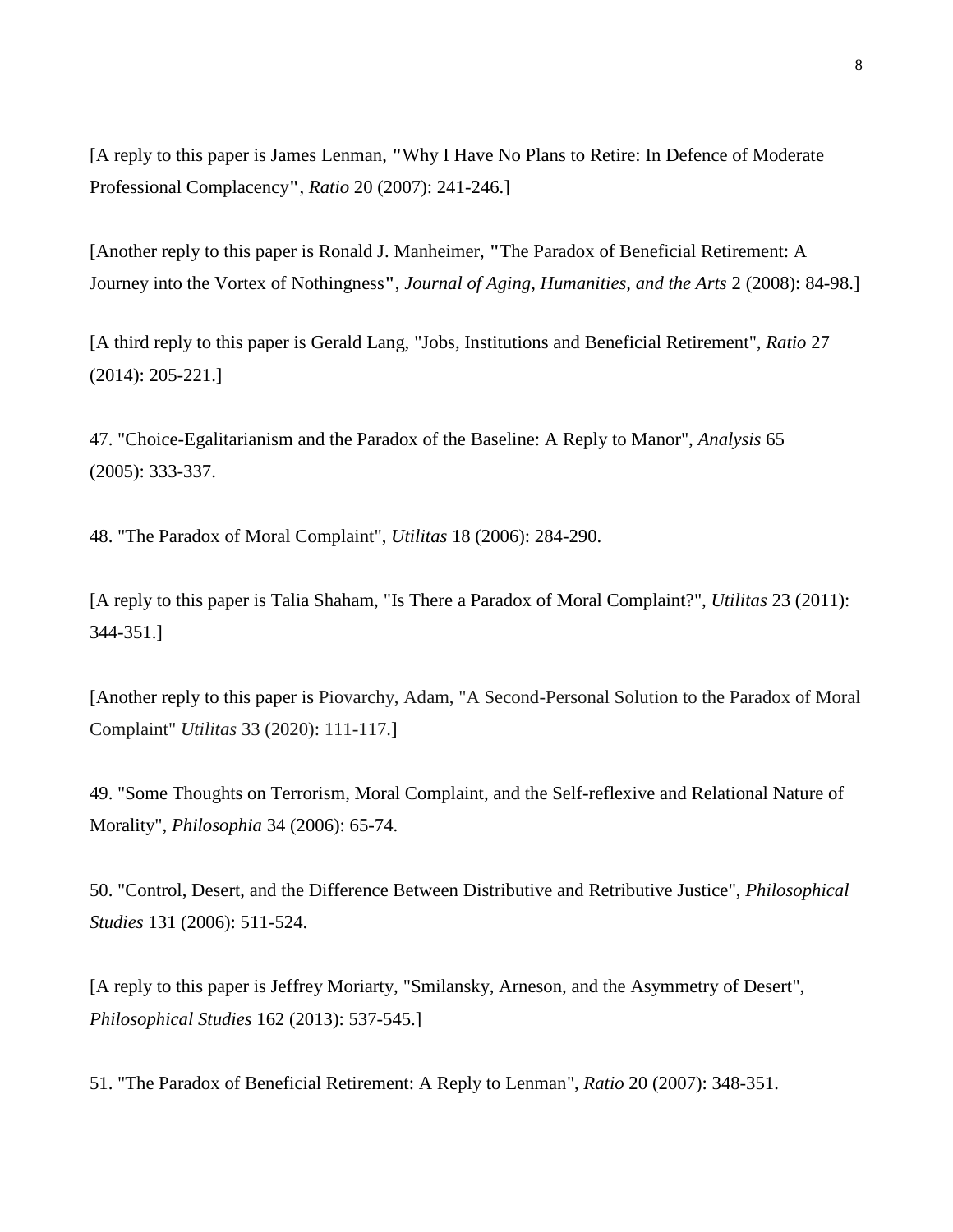[A reply to this paper is James Lenman, "Why I Have No Plans to Retire: In Defence of Moderate Professional Complacency", *Ratio* 20 (2007): 241-246.]

[Another reply to this paper is Ronald J. Manheimer, "The Paradox of Beneficial Retirement: A Journey into the Vortex of Nothingness", *Journal of Aging, Humanities, and the Arts* 2 (2008): 84-98.]

[A third reply to this paper is Gerald Lang, "Jobs, Institutions and Beneficial Retirement", *Ratio* 27 (2014): 205-221.]

47. "Choice-Egalitarianism and the Paradox of the Baseline: A Reply to Manor", *Analysis* 65 (2005): 333-337.

48. "The Paradox of Moral Complaint", *Utilitas* 18 (2006): 284-290.

[A reply to this paper is Talia Shaham, "Is There a Paradox of Moral Complaint?", *Utilitas* 23 (2011): 344-351.]

[Another reply to this paper is Piovarchy, Adam, "A Second-Personal Solution to the Paradox of Moral Complaint" *Utilitas* 33 (2020): 111-117.]

49. "Some Thoughts on Terrorism, Moral Complaint, and the Self-reflexive and Relational Nature of Morality", *Philosophia* 34 (2006): 65-74.

50. "Control, Desert, and the Difference Between Distributive and Retributive Justice", *Philosophical Studies* 131 (2006): 511-524.

[A reply to this paper is Jeffrey Moriarty, "Smilansky, Arneson, and the Asymmetry of Desert", *Philosophical Studies* 162 (2013): 537-545.]

51. "The Paradox of Beneficial Retirement: A Reply to Lenman", *Ratio* 20 (2007): 348-351.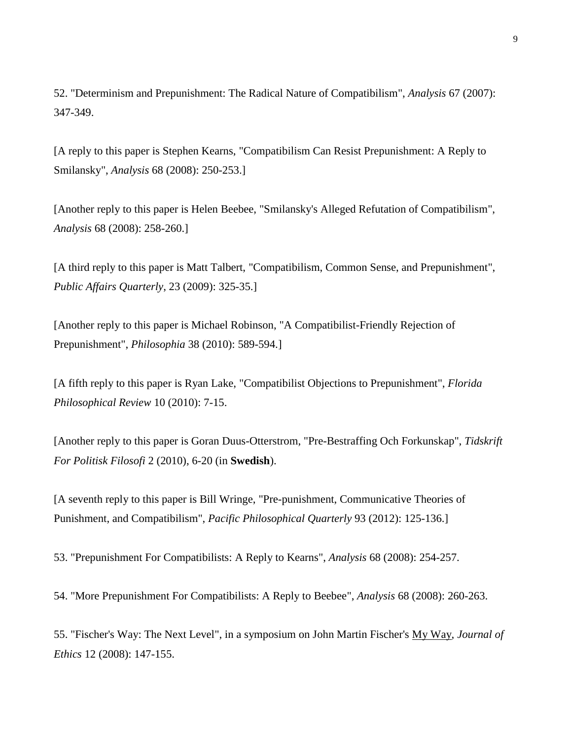52. "Determinism and Prepunishment: The Radical Nature of Compatibilism", *Analysis* 67 (2007): 347-349.

[A reply to this paper is Stephen Kearns, "Compatibilism Can Resist Prepunishment: A Reply to Smilansky", *Analysis* 68 (2008): 250-253.]

[Another reply to this paper is Helen Beebee, "Smilansky's Alleged Refutation of Compatibilism", *Analysis* 68 (2008): 258-260.]

[A third reply to this paper is Matt Talbert, "Compatibilism, Common Sense, and Prepunishment", *Public Affairs Quarterly*, 23 (2009): 325-35.]

[Another reply to this paper is Michael Robinson, "A Compatibilist-Friendly Rejection of Prepunishment", *Philosophia* 38 (2010): 589-594.]

[A fifth reply to this paper is Ryan Lake, "Compatibilist Objections to Prepunishment", *Florida Philosophical Review* 10 (2010): 7-15.

[Another reply to this paper is Goran Duus-Otterstrom, "Pre-Bestraffing Och Forkunskap", *Tidskrift For Politisk Filosofi* 2 (2010), 6-20 (in **Swedish**).

[A seventh reply to this paper is Bill Wringe, "Pre-punishment, Communicative Theories of Punishment, and Compatibilism", *Pacific Philosophical Quarterly* 93 (2012): 125-136.]

53. "Prepunishment For Compatibilists: A Reply to Kearns", *Analysis* 68 (2008): 254-257.

54. "More Prepunishment For Compatibilists: A Reply to Beebee", *Analysis* 68 (2008): 260-263.

55. "Fischer's Way: The Next Level", in a symposium on John Martin Fischer's My Way, *Journal of Ethics* 12 (2008): 147-155.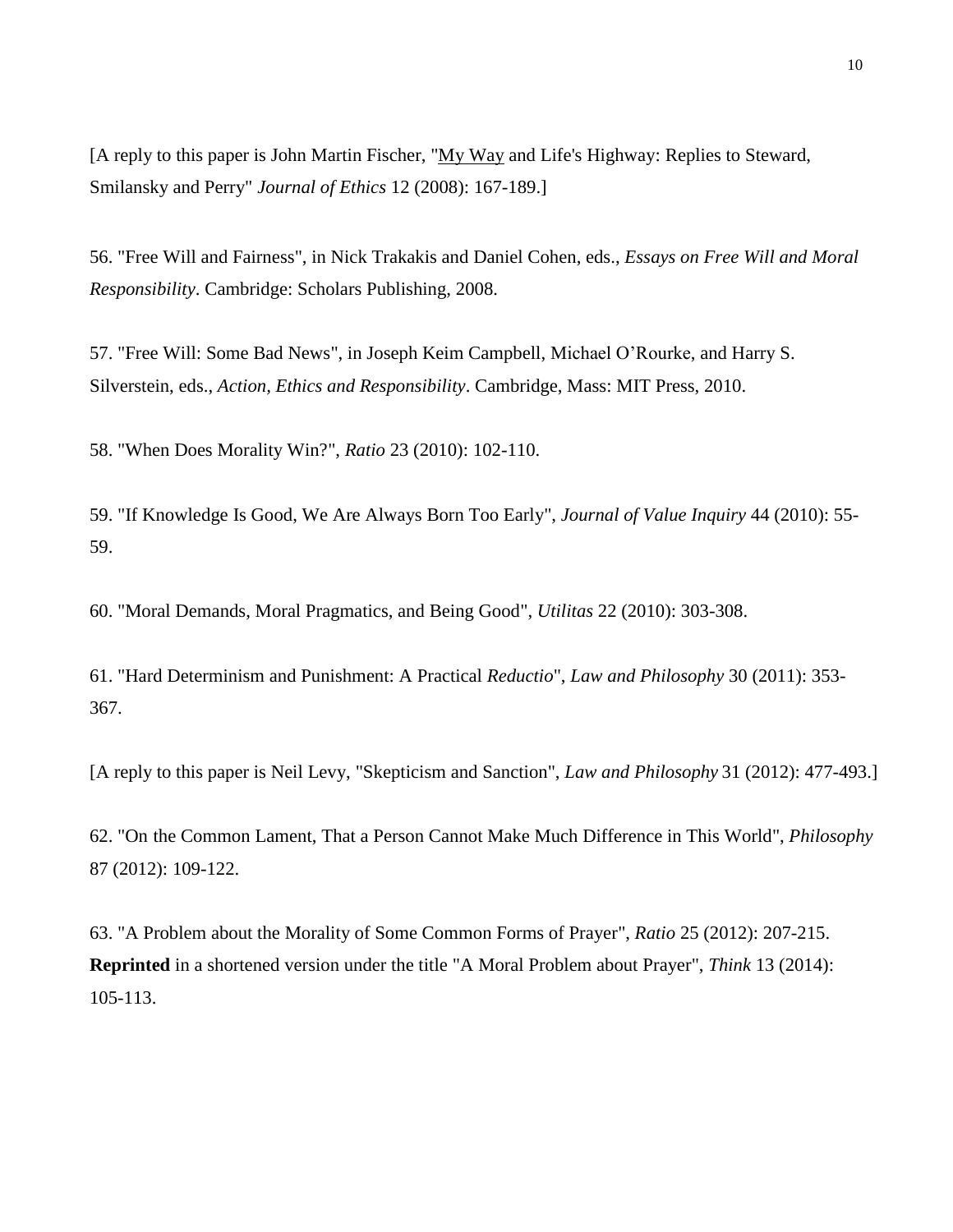[A reply to this paper is John Martin Fischer, "<u>My Way</u> and Life's Highway: Replies to Steward, Smilansky and Perry" *Journal of Ethics* 12 (2008): 167-189.]

56. "Free Will and Fairness", in Nick Trakakis and Daniel Cohen, eds., *Essays on Free Will and Moral Responsibility*. Cambridge: Scholars Publishing, 2008.

57. "Free Will: Some Bad News", in Joseph Keim Campbell, Michael O'Rourke, and Harry S. Silverstein, eds., *Action, Ethics and Responsibility*. Cambridge, Mass: MIT Press, 2010.

58. "When Does Morality Win?", *Ratio* 23 (2010): 102-110.

59. "If Knowledge Is Good, We Are Always Born Too Early", *Journal of Value Inquiry* 44 (2010): 55-59.

60. "Moral Demands, Moral Pragmatics, and Being Good", *Utilitas* 22 (2010): 303-308.

61. "Hard Determinism and Punishment: A Practical *Reductio*", *Law and Philosophy* 30 (2011): 353-367.

[A reply to this paper is Neil Levy, "Skepticism and Sanction", *Law and Philosophy* 31 (2012): 477-493.]

62. "On the Common Lament, That a Person Cannot Make Much Difference in This World", *Philosophy* 87 (2012): 109-122.

63. "A Problem about the Morality of Some Common Forms of Prayer", *Ratio* 25 (2012): 207-215. **Reprinted** in a shortened version under the title "A Moral Problem about Prayer", *Think* 13 (2014): 105-113.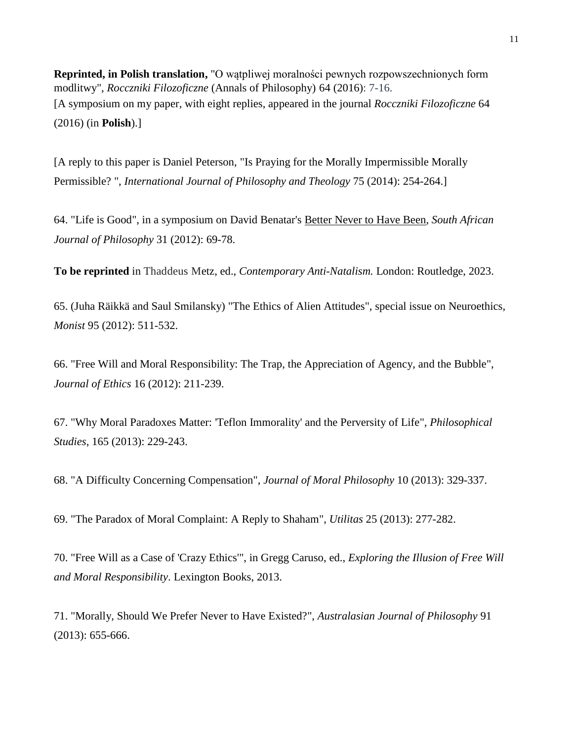**Reprinted, in Polish translation,** "O wątpliwej moralności pewnych rozpowszechnionych form modlitwy", *Rocczniki Filozoficzne* (Annals of Philosophy) 64 (2016): 7-16.
[A symposium on my paper, with eight replies, appeared in the journal *Rocczniki Filozoficzne* 64 (2016) (in **Polish**).]

[A reply to this paper is Daniel Peterson, "Is Praying for the Morally Impermissible Morally Permissible? ", *International Journal of Philosophy and Theology* 75 (2014): 254-264.]

64. "Life is Good", in a symposium on David Benatar's <u>Better Never to Have Been</u>, *South African Journal of Philosophy* 31 (2012): 69-78.

**To be reprinted** in Thaddeus Metz, ed., *Contemporary Anti-Natalism.* London: Routledge, 2023.

65. (Juha Räikkä and Saul Smilansky) "The Ethics of Alien Attitudes", special issue on Neuroethics, *Monist* 95 (2012): 511-532.

66. "Free Will and Moral Responsibility: The Trap, the Appreciation of Agency, and the Bubble", *Journal of Ethics* 16 (2012): 211-239.

67. "Why Moral Paradoxes Matter: 'Teflon Immorality' and the Perversity of Life", *Philosophical Studies*, 165 (2013): 229-243.

68. "A Difficulty Concerning Compensation", *Journal of Moral Philosophy* 10 (2013): 329-337.

69. "The Paradox of Moral Complaint: A Reply to Shaham", *Utilitas* 25 (2013): 277-282.

70. "Free Will as a Case of 'Crazy Ethics'", in Gregg Caruso, ed., *Exploring the Illusion of Free Will and Moral Responsibility*. Lexington Books, 2013.

71. "Morally, Should We Prefer Never to Have Existed?", *Australasian Journal of Philosophy* 91 (2013): 655-666.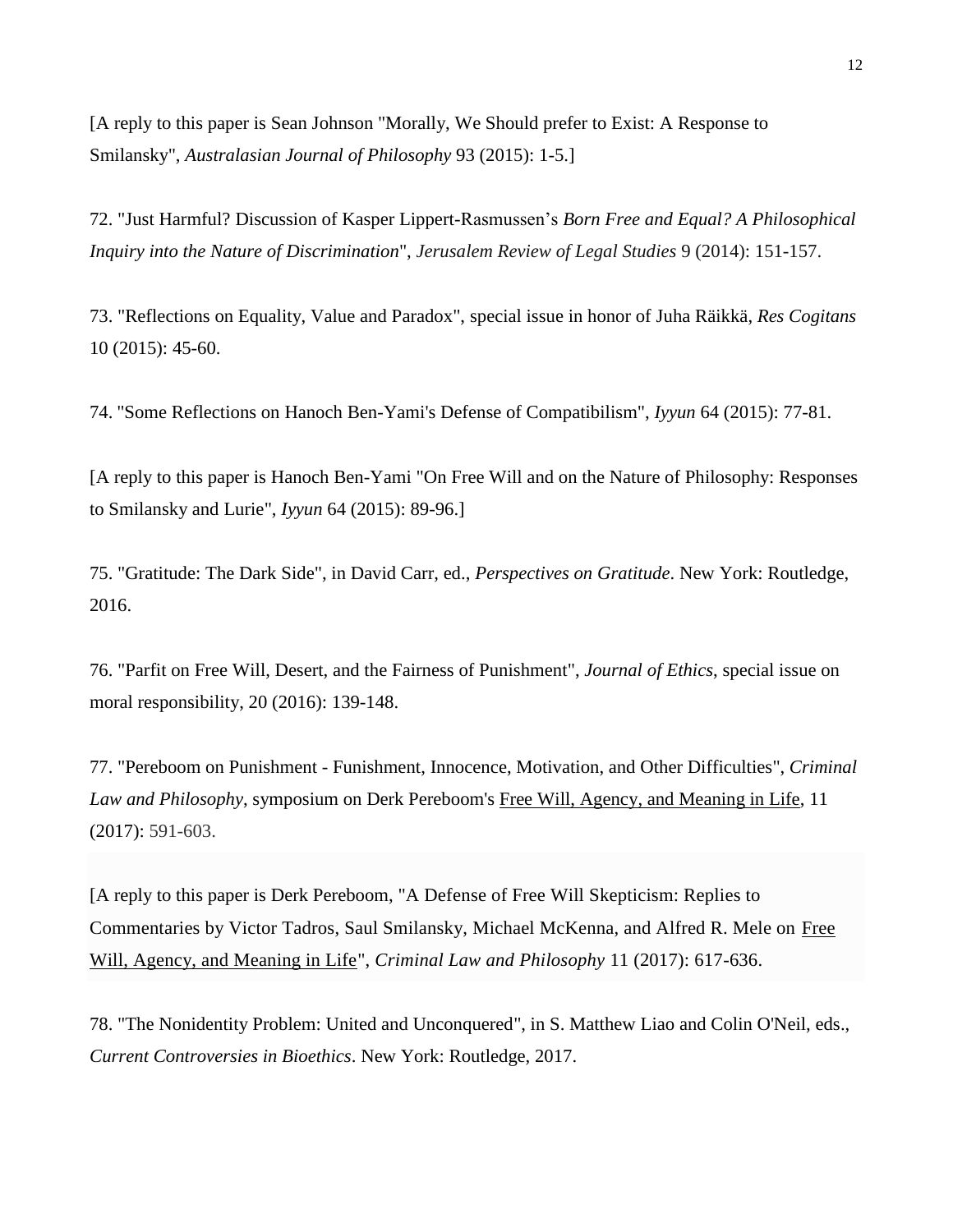[A reply to this paper is Sean Johnson "Morally, We Should prefer to Exist: A Response to Smilansky", *Australasian Journal of Philosophy* 93 (2015): 1-5.]

72. "Just Harmful? Discussion of Kasper Lippert-Rasmussen's *Born Free and Equal? A Philosophical Inquiry into the Nature of Discrimination*", *Jerusalem Review of Legal Studies* 9 (2014): 151-157.

73. "Reflections on Equality, Value and Paradox", special issue in honor of Juha Räikkä, *Res Cogitans* 10 (2015): 45-60.

74. "Some Reflections on Hanoch Ben-Yami's Defense of Compatibilism", *Iyyun* 64 (2015): 77-81.

[A reply to this paper is Hanoch Ben-Yami "On Free Will and on the Nature of Philosophy: Responses to Smilansky and Lurie", *Iyyun* 64 (2015): 89-96.]

75. "Gratitude: The Dark Side", in David Carr, ed., *Perspectives on Gratitude*. New York: Routledge, 2016.

76. "Parfit on Free Will, Desert, and the Fairness of Punishment", *Journal of Ethics*, special issue on moral responsibility, 20 (2016): 139-148.

77. "Pereboom on Punishment - Funishment, Innocence, Motivation, and Other Difficulties", *Criminal Law and Philosophy*, symposium on Derk Pereboom's Free Will, Agency, and Meaning in Life, 11 (2017): 591-603.

[A reply to this paper is Derk Pereboom, "A Defense of Free Will Skepticism: Replies to Commentaries by Victor Tadros, Saul Smilansky, Michael McKenna, and Alfred R. Mele on Free Will, Agency, and Meaning in Life", *Criminal Law and Philosophy* 11 (2017): 617-636.

78. "The Nonidentity Problem: United and Unconquered", in S. Matthew Liao and Colin O'Neil, eds., *Current Controversies in Bioethics*. New York: Routledge, 2017.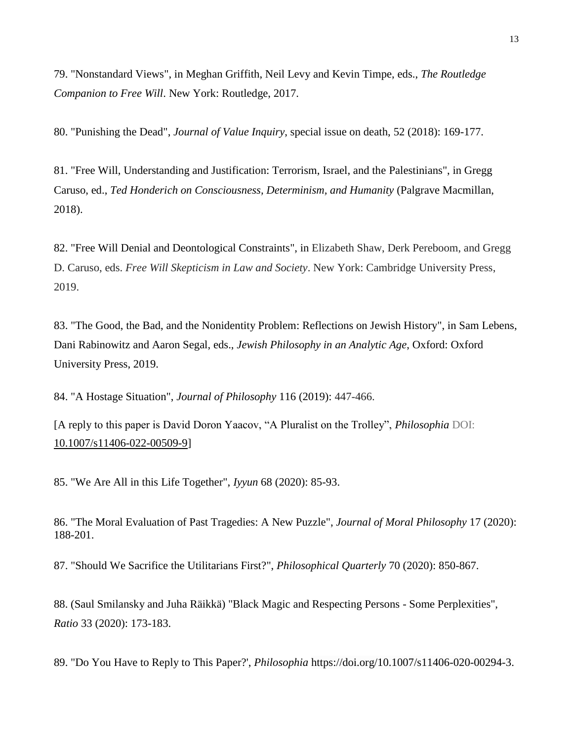79. "Nonstandard Views", in Meghan Griffith, Neil Levy and Kevin Timpe, eds., *The Routledge Companion to Free Will*. New York: Routledge, 2017.

80. "Punishing the Dead", *Journal of Value Inquiry*, special issue on death, 52 (2018): 169-177.

81. "Free Will, Understanding and Justification: Terrorism, Israel, and the Palestinians", in Gregg Caruso, ed., *Ted Honderich on Consciousness, Determinism, and Humanity* (Palgrave Macmillan, 2018).

82. "Free Will Denial and Deontological Constraints", in Elizabeth Shaw, Derk Pereboom, and Gregg D. Caruso, eds. *Free Will Skepticism in Law and Society*. New York: Cambridge University Press, 2019.

83. "The Good, the Bad, and the Nonidentity Problem: Reflections on Jewish History", in Sam Lebens, Dani Rabinowitz and Aaron Segal, eds., *Jewish Philosophy in an Analytic Age*, Oxford: Oxford University Press, 2019.

84. "A Hostage Situation", *Journal of Philosophy* 116 (2019): 447-466.

[A reply to this paper is David Doron Yaacov, "A Pluralist on the Trolley", *Philosophia* DOI: 10.1007/s11406-022-00509-9]

85. "We Are All in this Life Together", *Iyyun* 68 (2020): 85-93.

86. "The Moral Evaluation of Past Tragedies: A New Puzzle", *Journal of Moral Philosophy* 17 (2020): 188-201.

87. "Should We Sacrifice the Utilitarians First?", *Philosophical Quarterly* 70 (2020): 850-867.

88. (Saul Smilansky and Juha Räikkä) "Black Magic and Respecting Persons - Some Perplexities", *Ratio* 33 (2020): 173-183.

89. "Do You Have to Reply to This Paper?', *Philosophia* https://doi.org/10.1007/s11406-020-00294-3.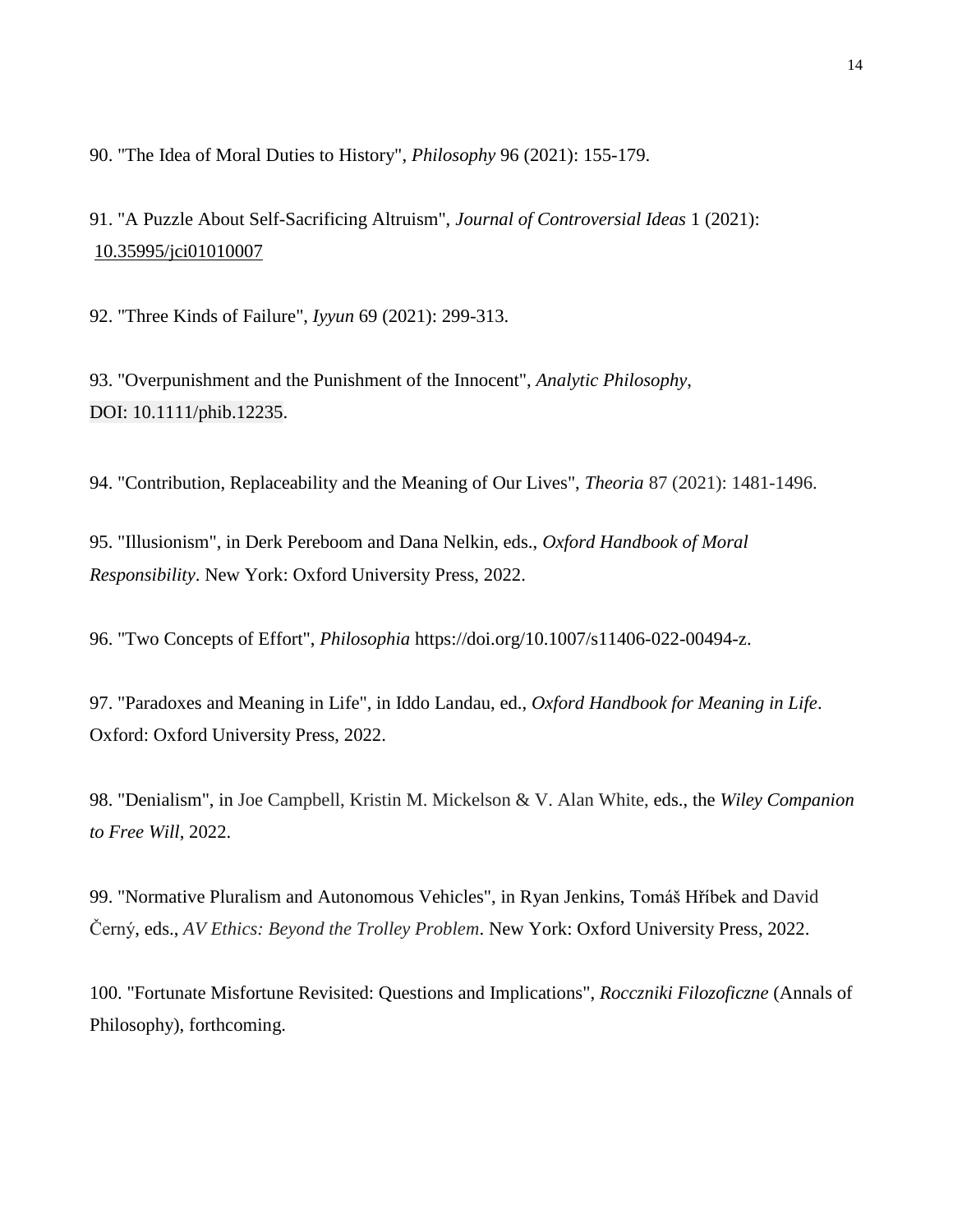90. "The Idea of Moral Duties to History", *Philosophy* 96 (2021): 155-179.

91. "A Puzzle About Self-Sacrificing Altruism", *Journal of Controversial Ideas* 1 (2021): 10.35995/jci01010007

92. "Three Kinds of Failure", *Iyyun* 69 (2021): 299-313.

93. "Overpunishment and the Punishment of the Innocent", *Analytic Philosophy*, DOI: 10.1111/phib.12235.

94. "Contribution, Replaceability and the Meaning of Our Lives", *Theoria* 87 (2021): 1481-1496.

95. "Illusionism", in Derk Pereboom and Dana Nelkin, eds., *Oxford Handbook of Moral Responsibility*. New York: Oxford University Press, 2022.

96. "Two Concepts of Effort", *Philosophia* https://doi.org/10.1007/s11406-022-00494-z.

97. "Paradoxes and Meaning in Life", in Iddo Landau, ed., *Oxford Handbook for Meaning in Life*. Oxford: Oxford University Press, 2022.

98. "Denialism", in Joe Campbell, Kristin M. Mickelson & V. Alan White, eds., the *Wiley Companion to Free Will*, 2022.

99. "Normative Pluralism and Autonomous Vehicles", in Ryan Jenkins, Tomáš Hříbek and David Černý, eds., *AV Ethics: Beyond the Trolley Problem*. New York: Oxford University Press, 2022.

100. "Fortunate Misfortune Revisited: Questions and Implications", *Rocczniki Filozoficzne* (Annals of Philosophy), forthcoming.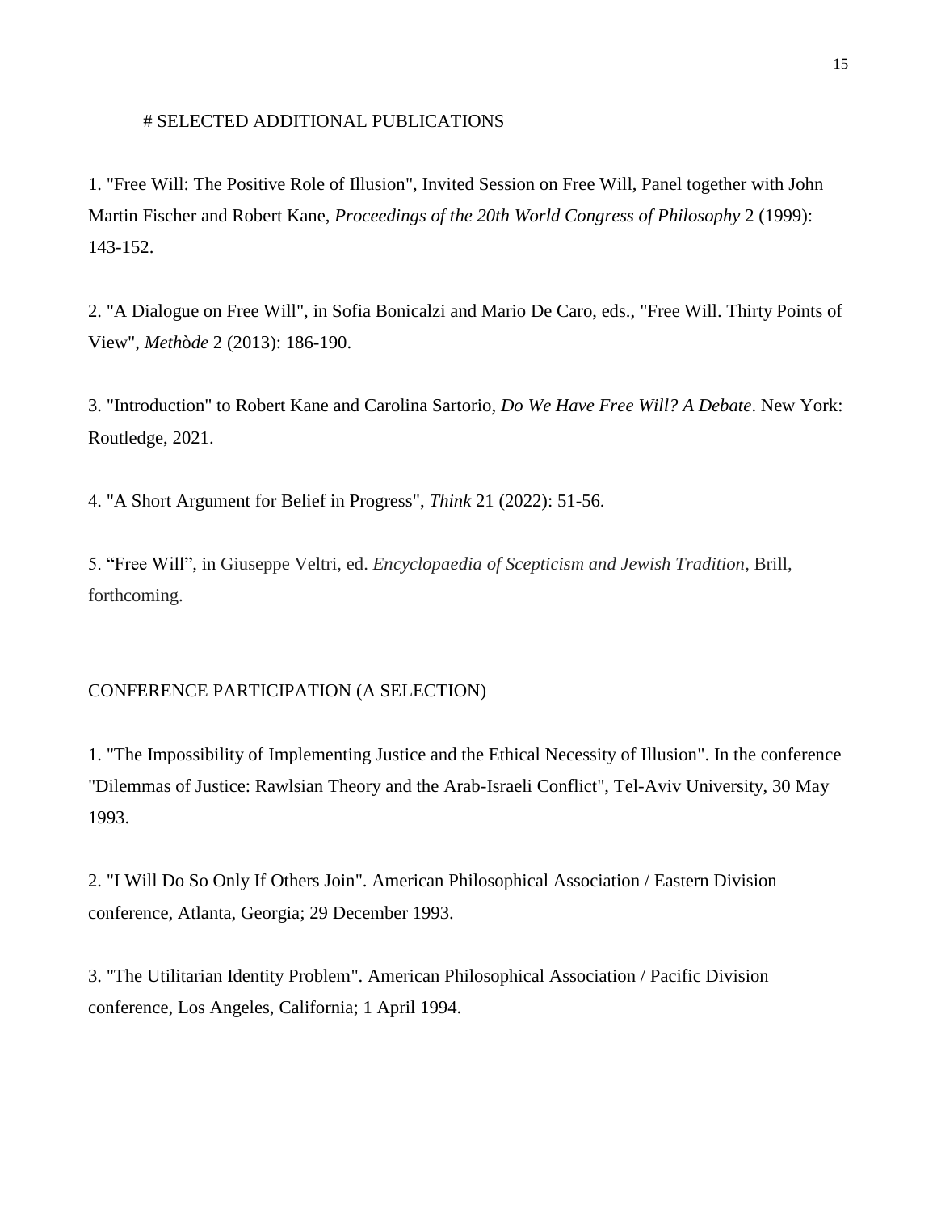# SELECTED ADDITIONAL PUBLICATIONS

1. "Free Will: The Positive Role of Illusion", Invited Session on Free Will, Panel together with John Martin Fischer and Robert Kane, *Proceedings of the 20th World Congress of Philosophy* 2 (1999): 143-152.

2. "A Dialogue on Free Will", in Sofia Bonicalzi and Mario De Caro, eds., "Free Will. Thirty Points of View", *Methòde* 2 (2013): 186-190.

3. "Introduction" to Robert Kane and Carolina Sartorio, *Do We Have Free Will? A Debate*. New York: Routledge, 2021.

4. "A Short Argument for Belief in Progress", *Think* 21 (2022): 51-56.

5. "Free Will", in Giuseppe Veltri, ed. *Encyclopaedia of Scepticism and Jewish Tradition*, Brill, forthcoming.

## CONFERENCE PARTICIPATION (A SELECTION)

1. "The Impossibility of Implementing Justice and the Ethical Necessity of Illusion". In the conference "Dilemmas of Justice: Rawlsian Theory and the Arab-Israeli Conflict", Tel-Aviv University, 30 May 1993.

2. "I Will Do So Only If Others Join". American Philosophical Association / Eastern Division conference, Atlanta, Georgia; 29 December 1993.

3. "The Utilitarian Identity Problem". American Philosophical Association / Pacific Division conference, Los Angeles, California; 1 April 1994.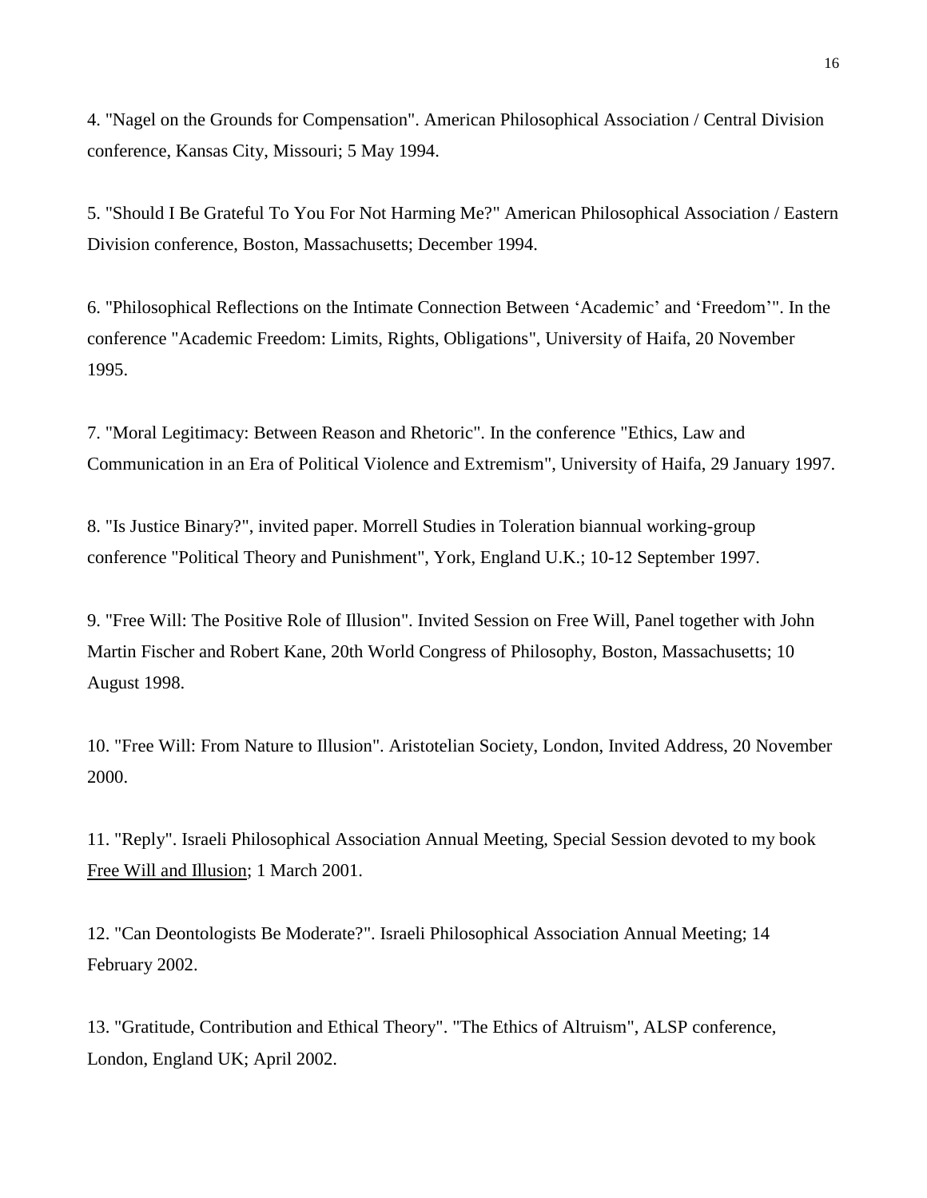4. "Nagel on the Grounds for Compensation". American Philosophical Association / Central Division conference, Kansas City, Missouri; 5 May 1994.

5. "Should I Be Grateful To You For Not Harming Me?" American Philosophical Association / Eastern Division conference, Boston, Massachusetts; December 1994.

6. "Philosophical Reflections on the Intimate Connection Between 'Academic' and 'Freedom'". In the conference "Academic Freedom: Limits, Rights, Obligations", University of Haifa, 20 November 1995.

7. "Moral Legitimacy: Between Reason and Rhetoric". In the conference "Ethics, Law and Communication in an Era of Political Violence and Extremism", University of Haifa, 29 January 1997.

8. "Is Justice Binary?", invited paper. Morrell Studies in Toleration biannual working-group conference "Political Theory and Punishment", York, England U.K.; 10-12 September 1997.

9. "Free Will: The Positive Role of Illusion". Invited Session on Free Will, Panel together with John Martin Fischer and Robert Kane, 20th World Congress of Philosophy, Boston, Massachusetts; 10 August 1998.

10. "Free Will: From Nature to Illusion". Aristotelian Society, London, Invited Address, 20 November 2000.

11. "Reply". Israeli Philosophical Association Annual Meeting, Special Session devoted to my book <u>Free Will and Illusion</u>; 1 March 2001.

12. "Can Deontologists Be Moderate?". Israeli Philosophical Association Annual Meeting; 14 February 2002.

13. "Gratitude, Contribution and Ethical Theory". "The Ethics of Altruism", ALSP conference, London, England UK; April 2002.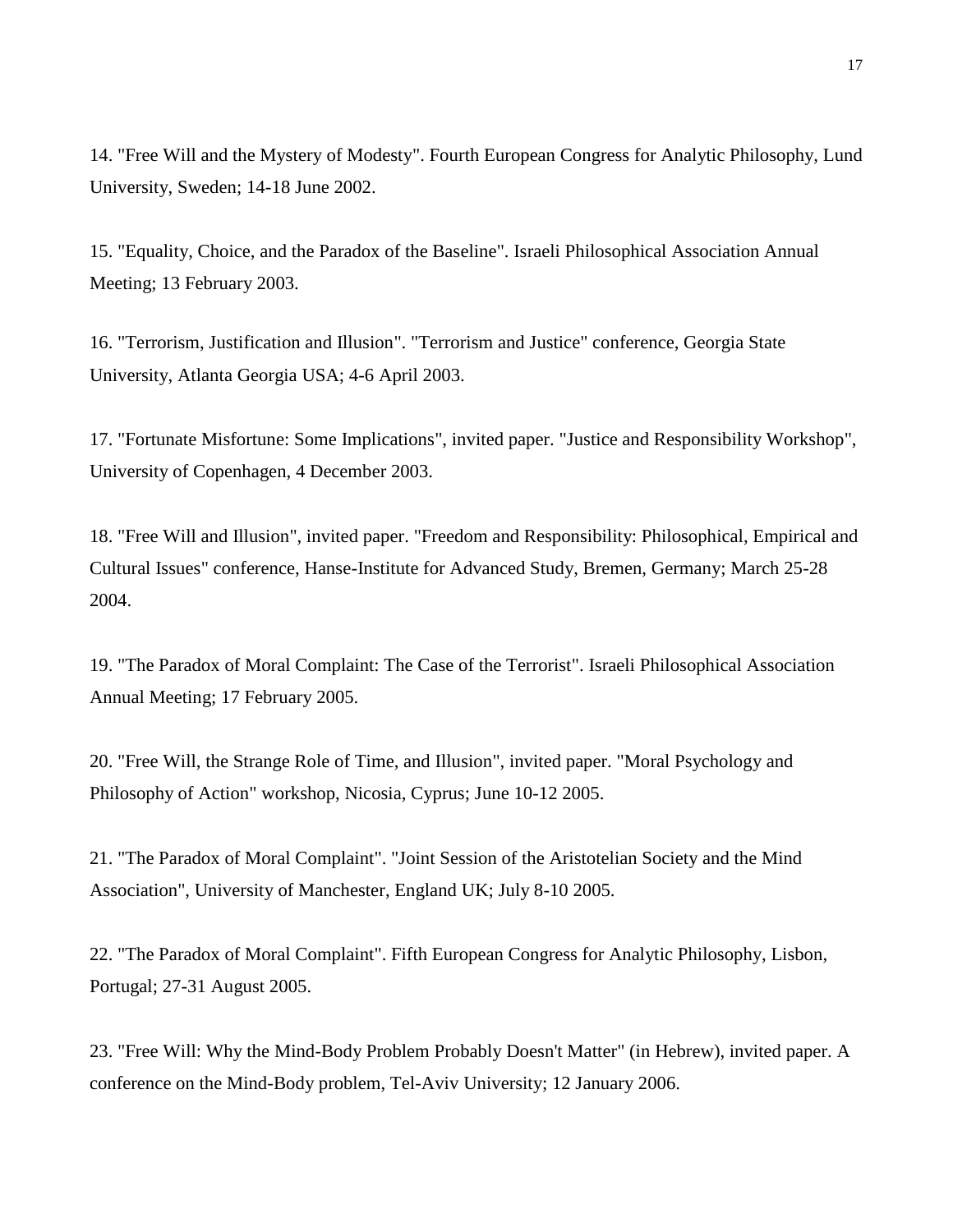14. "Free Will and the Mystery of Modesty". Fourth European Congress for Analytic Philosophy, Lund University, Sweden; 14-18 June 2002.

15. "Equality, Choice, and the Paradox of the Baseline". Israeli Philosophical Association Annual Meeting; 13 February 2003.

16. "Terrorism, Justification and Illusion". "Terrorism and Justice" conference, Georgia State University, Atlanta Georgia USA; 4-6 April 2003.

17. "Fortunate Misfortune: Some Implications", invited paper. "Justice and Responsibility Workshop", University of Copenhagen, 4 December 2003.

18. "Free Will and Illusion", invited paper. "Freedom and Responsibility: Philosophical, Empirical and Cultural Issues" conference, Hanse-Institute for Advanced Study, Bremen, Germany; March 25-28 2004.

19. "The Paradox of Moral Complaint: The Case of the Terrorist". Israeli Philosophical Association Annual Meeting; 17 February 2005.

20. "Free Will, the Strange Role of Time, and Illusion", invited paper. "Moral Psychology and Philosophy of Action" workshop, Nicosia, Cyprus; June 10-12 2005.

21. "The Paradox of Moral Complaint". "Joint Session of the Aristotelian Society and the Mind Association", University of Manchester, England UK; July 8-10 2005.

22. "The Paradox of Moral Complaint". Fifth European Congress for Analytic Philosophy, Lisbon, Portugal; 27-31 August 2005.

23. "Free Will: Why the Mind-Body Problem Probably Doesn't Matter" (in Hebrew), invited paper. A conference on the Mind-Body problem, Tel-Aviv University; 12 January 2006.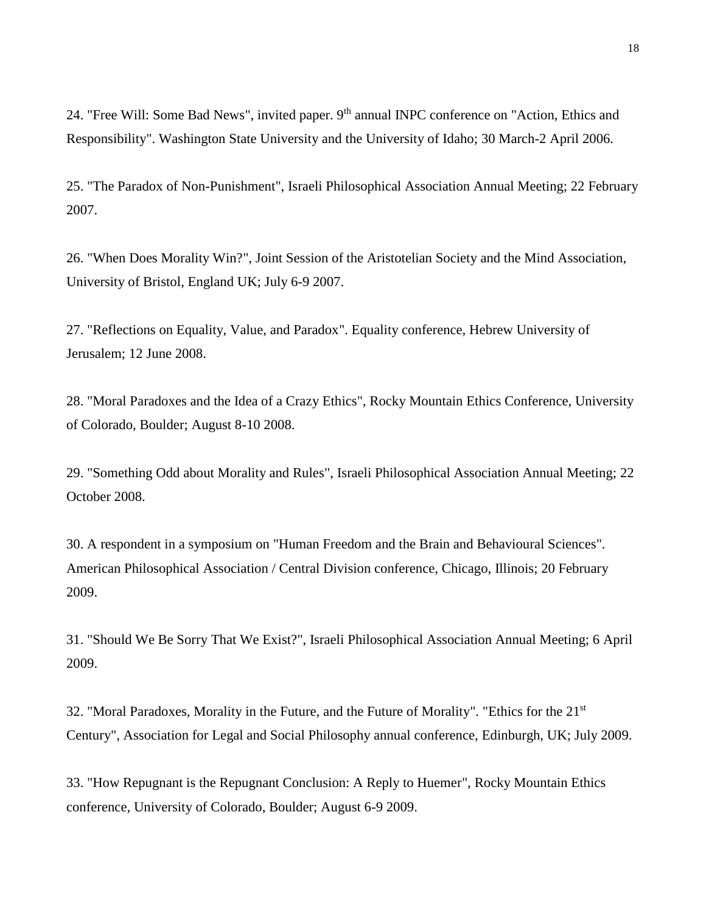24. "Free Will: Some Bad News", invited paper. 9th annual INPC conference on "Action, Ethics and Responsibility". Washington State University and the University of Idaho; 30 March-2 April 2006.

25. "The Paradox of Non-Punishment", Israeli Philosophical Association Annual Meeting; 22 February 2007.

26. "When Does Morality Win?", Joint Session of the Aristotelian Society and the Mind Association, University of Bristol, England UK; July 6-9 2007.

27. "Reflections on Equality, Value, and Paradox". Equality conference, Hebrew University of Jerusalem; 12 June 2008.

28. "Moral Paradoxes and the Idea of a Crazy Ethics", Rocky Mountain Ethics Conference, University of Colorado, Boulder; August 8-10 2008.

29. "Something Odd about Morality and Rules", Israeli Philosophical Association Annual Meeting; 22 October 2008.

30. A respondent in a symposium on "Human Freedom and the Brain and Behavioural Sciences". American Philosophical Association / Central Division conference, Chicago, Illinois; 20 February 2009.

31. "Should We Be Sorry That We Exist?", Israeli Philosophical Association Annual Meeting; 6 April 2009.

32. "Moral Paradoxes, Morality in the Future, and the Future of Morality". "Ethics for the 21st Century", Association for Legal and Social Philosophy annual conference, Edinburgh, UK; July 2009.

33. "How Repugnant is the Repugnant Conclusion: A Reply to Huemer", Rocky Mountain Ethics conference, University of Colorado, Boulder; August 6-9 2009.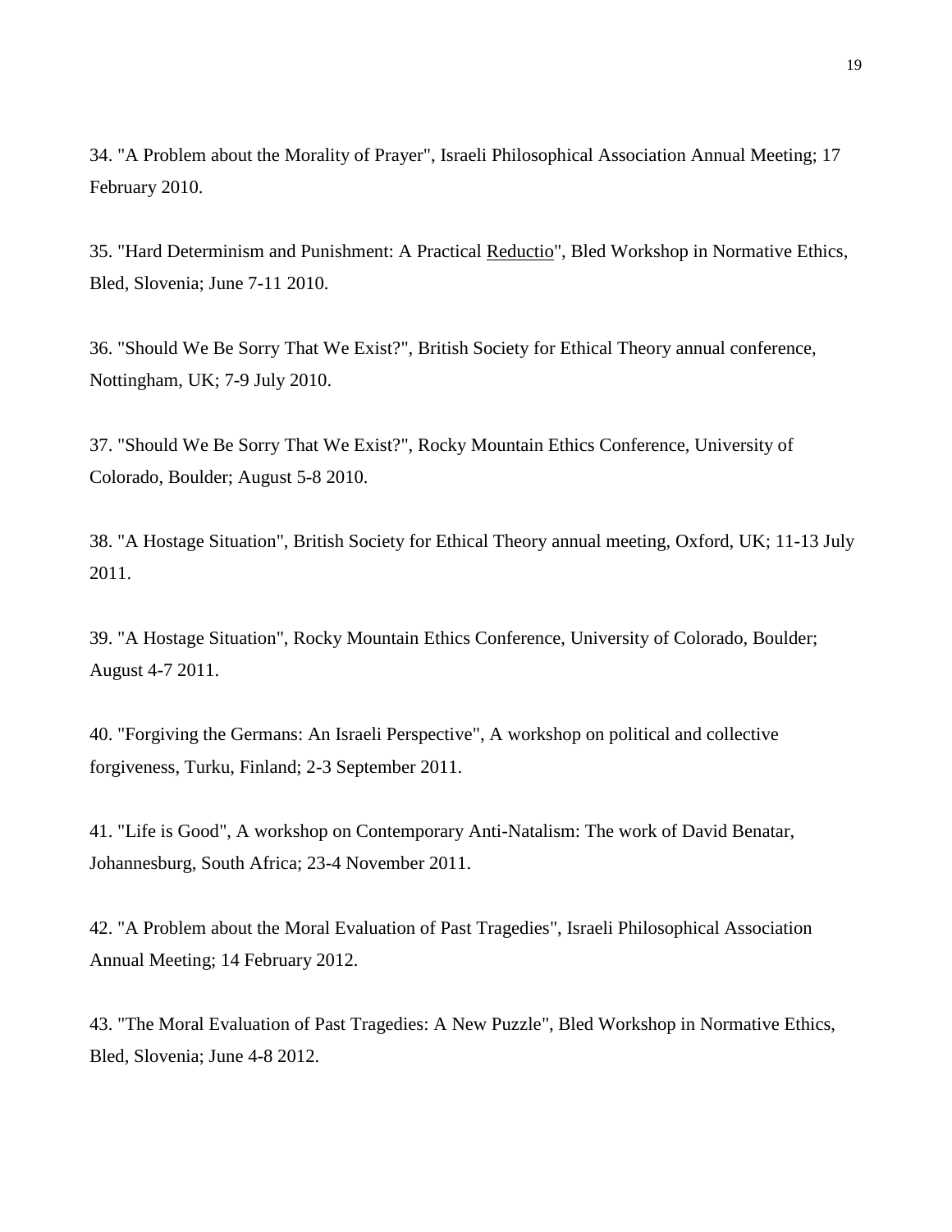34. "A Problem about the Morality of Prayer", Israeli Philosophical Association Annual Meeting; 17 February 2010.

35. "Hard Determinism and Punishment: A Practical Reductio", Bled Workshop in Normative Ethics, Bled, Slovenia; June 7-11 2010.

36. "Should We Be Sorry That We Exist?", British Society for Ethical Theory annual conference, Nottingham, UK; 7-9 July 2010.

37. "Should We Be Sorry That We Exist?", Rocky Mountain Ethics Conference, University of Colorado, Boulder; August 5-8 2010.

38. "A Hostage Situation", British Society for Ethical Theory annual meeting, Oxford, UK; 11-13 July 2011.

39. "A Hostage Situation", Rocky Mountain Ethics Conference, University of Colorado, Boulder; August 4-7 2011.

40. "Forgiving the Germans: An Israeli Perspective", A workshop on political and collective forgiveness, Turku, Finland; 2-3 September 2011.

41. "Life is Good", A workshop on Contemporary Anti-Natalism: The work of David Benatar, Johannesburg, South Africa; 23-4 November 2011.

42. "A Problem about the Moral Evaluation of Past Tragedies", Israeli Philosophical Association Annual Meeting; 14 February 2012.

43. "The Moral Evaluation of Past Tragedies: A New Puzzle", Bled Workshop in Normative Ethics, Bled, Slovenia; June 4-8 2012.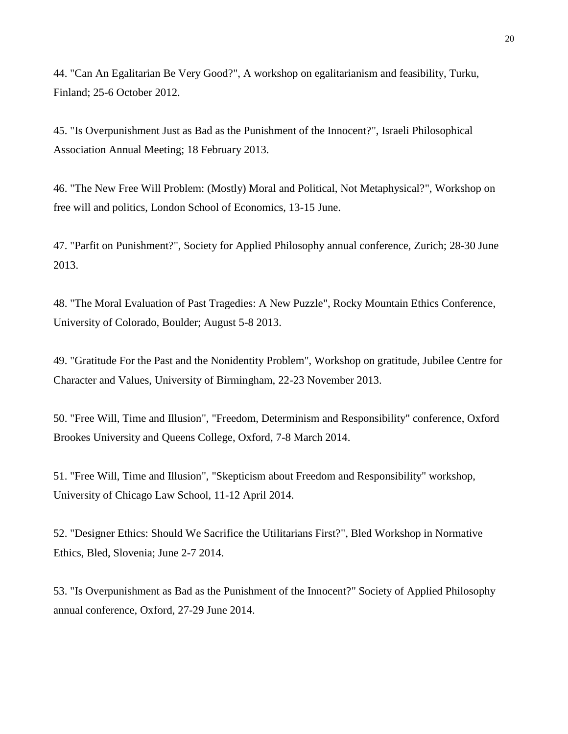44. "Can An Egalitarian Be Very Good?", A workshop on egalitarianism and feasibility, Turku, Finland; 25-6 October 2012.

45. "Is Overpunishment Just as Bad as the Punishment of the Innocent?", Israeli Philosophical Association Annual Meeting; 18 February 2013.

46. "The New Free Will Problem: (Mostly) Moral and Political, Not Metaphysical?", Workshop on free will and politics, London School of Economics, 13-15 June.

47. "Parfit on Punishment?", Society for Applied Philosophy annual conference, Zurich; 28-30 June 2013.

48. "The Moral Evaluation of Past Tragedies: A New Puzzle", Rocky Mountain Ethics Conference, University of Colorado, Boulder; August 5-8 2013.

49. "Gratitude For the Past and the Nonidentity Problem", Workshop on gratitude, Jubilee Centre for Character and Values, University of Birmingham, 22-23 November 2013.

50. "Free Will, Time and Illusion", "Freedom, Determinism and Responsibility" conference, Oxford Brookes University and Queens College, Oxford, 7-8 March 2014.

51. "Free Will, Time and Illusion", "Skepticism about Freedom and Responsibility" workshop, University of Chicago Law School, 11-12 April 2014.

52. "Designer Ethics: Should We Sacrifice the Utilitarians First?", Bled Workshop in Normative Ethics, Bled, Slovenia; June 2-7 2014.

53. "Is Overpunishment as Bad as the Punishment of the Innocent?" Society of Applied Philosophy annual conference, Oxford, 27-29 June 2014.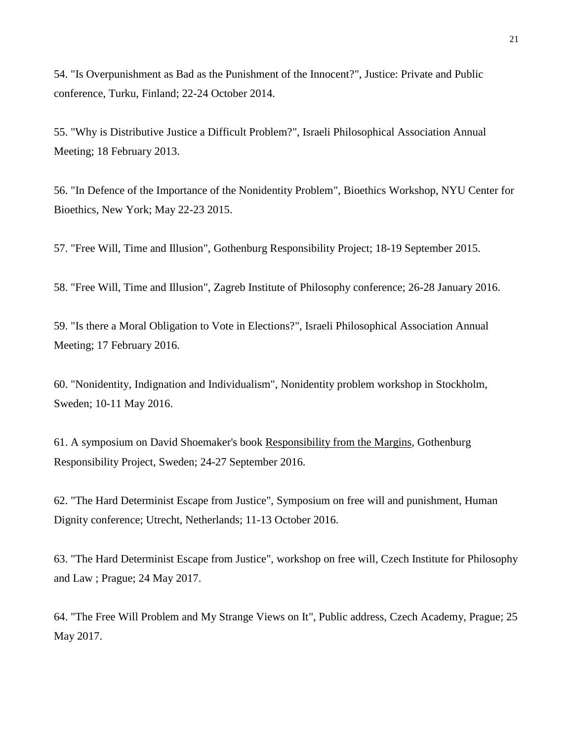54. "Is Overpunishment as Bad as the Punishment of the Innocent?", Justice: Private and Public conference, Turku, Finland; 22-24 October 2014.

55. "Why is Distributive Justice a Difficult Problem?", Israeli Philosophical Association Annual Meeting; 18 February 2013.

56. "In Defence of the Importance of the Nonidentity Problem", Bioethics Workshop, NYU Center for Bioethics, New York; May 22-23 2015.

57. "Free Will, Time and Illusion", Gothenburg Responsibility Project; 18-19 September 2015.

58. "Free Will, Time and Illusion", Zagreb Institute of Philosophy conference; 26-28 January 2016.

59. "Is there a Moral Obligation to Vote in Elections?", Israeli Philosophical Association Annual Meeting; 17 February 2016.

60. "Nonidentity, Indignation and Individualism", Nonidentity problem workshop in Stockholm, Sweden; 10-11 May 2016.

61. A symposium on David Shoemaker's book <u>Responsibility from the Margins</u>, Gothenburg Responsibility Project, Sweden; 24-27 September 2016.

62. "The Hard Determinist Escape from Justice", Symposium on free will and punishment, Human Dignity conference; Utrecht, Netherlands; 11-13 October 2016.

63. "The Hard Determinist Escape from Justice", workshop on free will, Czech Institute for Philosophy and Law ; Prague; 24 May 2017.

64. "The Free Will Problem and My Strange Views on It", Public address, Czech Academy, Prague; 25 May 2017.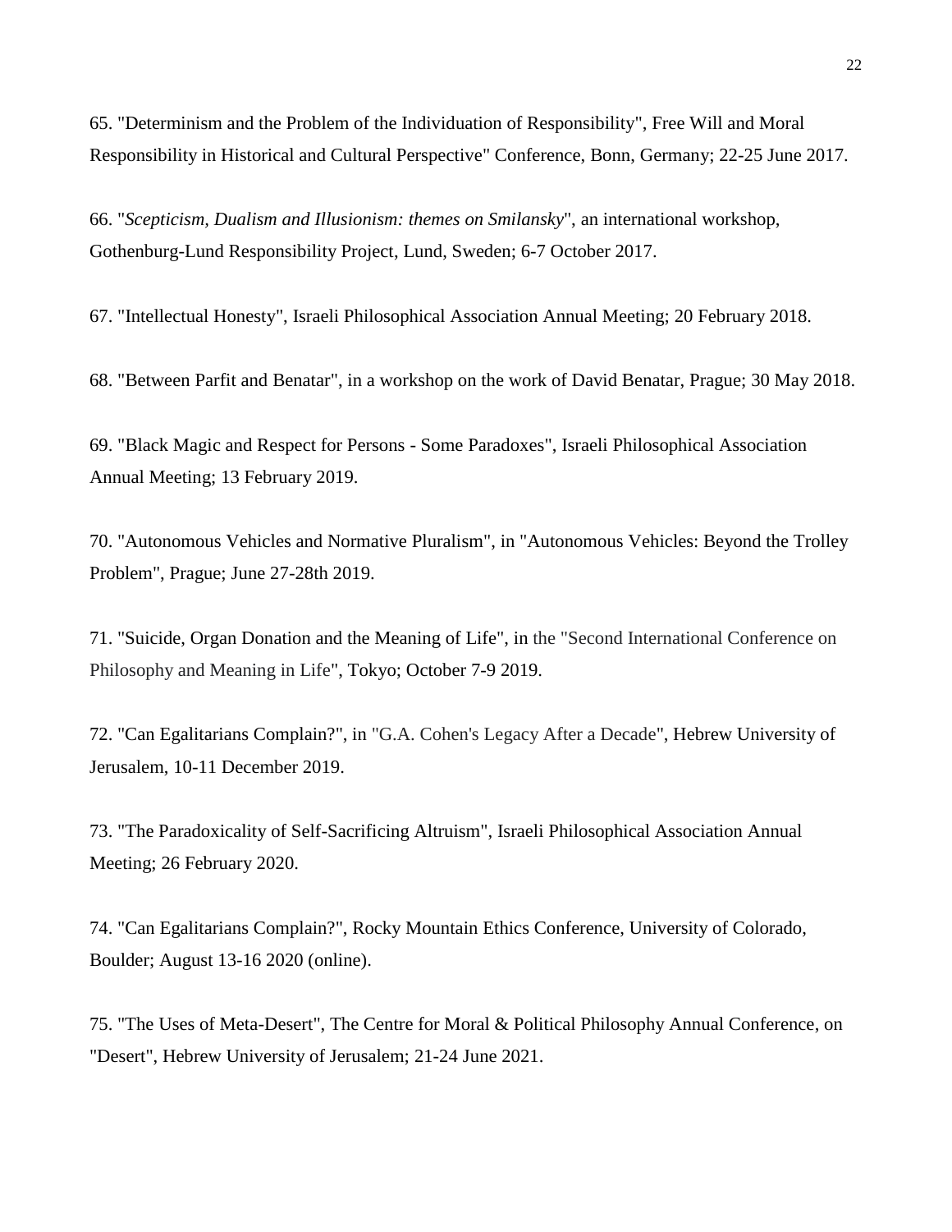65. "Determinism and the Problem of the Individuation of Responsibility", Free Will and Moral Responsibility in Historical and Cultural Perspective" Conference, Bonn, Germany; 22-25 June 2017.

66. "*Scepticism, Dualism and Illusionism: themes on Smilansky*", an international workshop, Gothenburg-Lund Responsibility Project, Lund, Sweden; 6-7 October 2017.

67. "Intellectual Honesty", Israeli Philosophical Association Annual Meeting; 20 February 2018.

68. "Between Parfit and Benatar", in a workshop on the work of David Benatar, Prague; 30 May 2018.

69. "Black Magic and Respect for Persons - Some Paradoxes", Israeli Philosophical Association Annual Meeting; 13 February 2019.

70. "Autonomous Vehicles and Normative Pluralism", in "Autonomous Vehicles: Beyond the Trolley Problem", Prague; June 27-28th 2019.

71. "Suicide, Organ Donation and the Meaning of Life", in the "Second International Conference on Philosophy and Meaning in Life", Tokyo; October 7-9 2019.

72. "Can Egalitarians Complain?", in "G.A. Cohen's Legacy After a Decade", Hebrew University of Jerusalem, 10-11 December 2019.

73. "The Paradoxicality of Self-Sacrificing Altruism", Israeli Philosophical Association Annual Meeting; 26 February 2020.

74. "Can Egalitarians Complain?", Rocky Mountain Ethics Conference, University of Colorado, Boulder; August 13-16 2020 (online).

75. "The Uses of Meta-Desert", The Centre for Moral & Political Philosophy Annual Conference, on "Desert", Hebrew University of Jerusalem; 21-24 June 2021.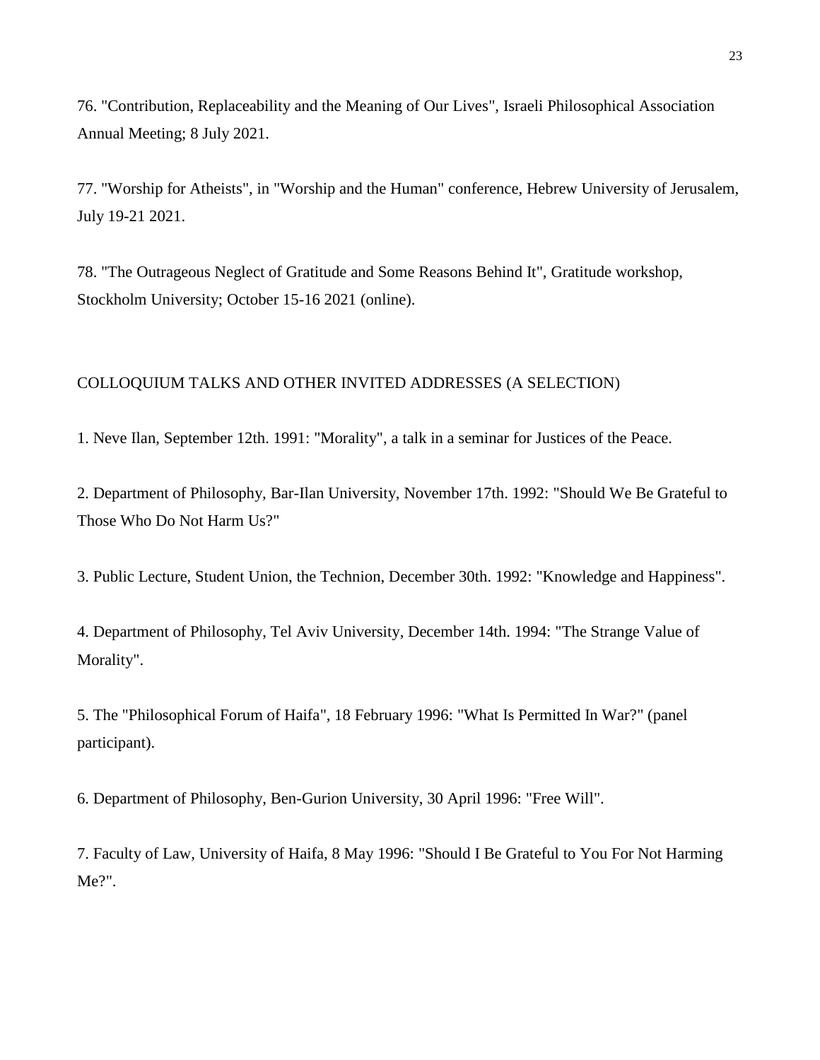76. "Contribution, Replaceability and the Meaning of Our Lives", Israeli Philosophical Association Annual Meeting; 8 July 2021.

77. "Worship for Atheists", in "Worship and the Human" conference, Hebrew University of Jerusalem, July 19-21 2021.

78. "The Outrageous Neglect of Gratitude and Some Reasons Behind It", Gratitude workshop, Stockholm University; October 15-16 2021 (online).

## COLLOQUIUM TALKS AND OTHER INVITED ADDRESSES (A SELECTION)

1. Neve Ilan, September 12th. 1991: "Morality", a talk in a seminar for Justices of the Peace.

2. Department of Philosophy, Bar-Ilan University, November 17th. 1992: "Should We Be Grateful to Those Who Do Not Harm Us?"

3. Public Lecture, Student Union, the Technion, December 30th. 1992: "Knowledge and Happiness".

4. Department of Philosophy, Tel Aviv University, December 14th. 1994: "The Strange Value of Morality".

5. The "Philosophical Forum of Haifa", 18 February 1996: "What Is Permitted In War?" (panel participant).

6. Department of Philosophy, Ben-Gurion University, 30 April 1996: "Free Will".

7. Faculty of Law, University of Haifa, 8 May 1996: "Should I Be Grateful to You For Not Harming Me?".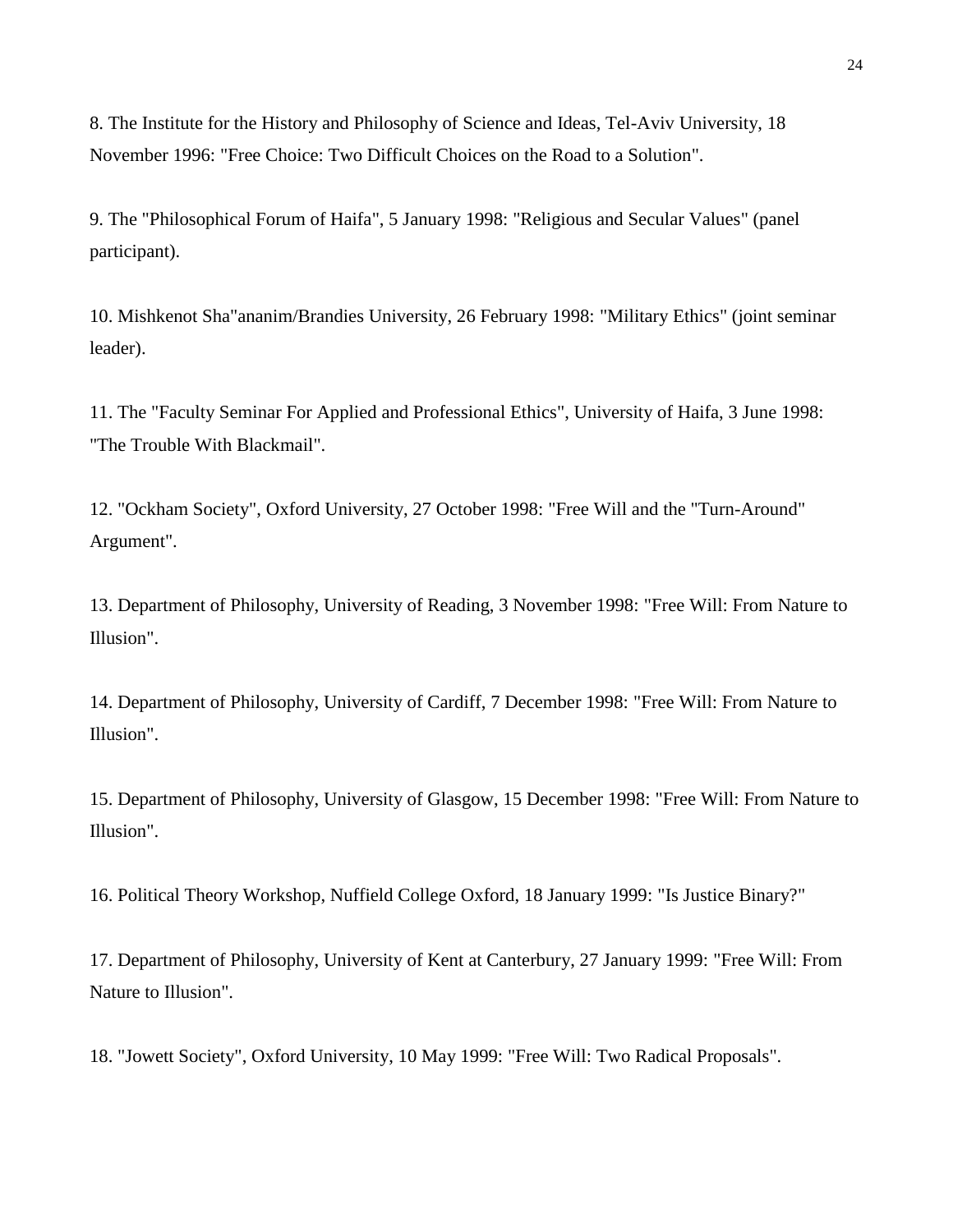8. The Institute for the History and Philosophy of Science and Ideas, Tel-Aviv University, 18 November 1996: "Free Choice: Two Difficult Choices on the Road to a Solution".

9. The "Philosophical Forum of Haifa", 5 January 1998: "Religious and Secular Values" (panel participant).

10. Mishkenot Sha"ananim/Brandies University, 26 February 1998: "Military Ethics" (joint seminar leader).

11. The "Faculty Seminar For Applied and Professional Ethics", University of Haifa, 3 June 1998: "The Trouble With Blackmail".

12. "Ockham Society", Oxford University, 27 October 1998: "Free Will and the "Turn-Around" Argument".

13. Department of Philosophy, University of Reading, 3 November 1998: "Free Will: From Nature to Illusion".

14. Department of Philosophy, University of Cardiff, 7 December 1998: "Free Will: From Nature to Illusion".

15. Department of Philosophy, University of Glasgow, 15 December 1998: "Free Will: From Nature to Illusion".

16. Political Theory Workshop, Nuffield College Oxford, 18 January 1999: "Is Justice Binary?"

17. Department of Philosophy, University of Kent at Canterbury, 27 January 1999: "Free Will: From Nature to Illusion".

18. "Jowett Society", Oxford University, 10 May 1999: "Free Will: Two Radical Proposals".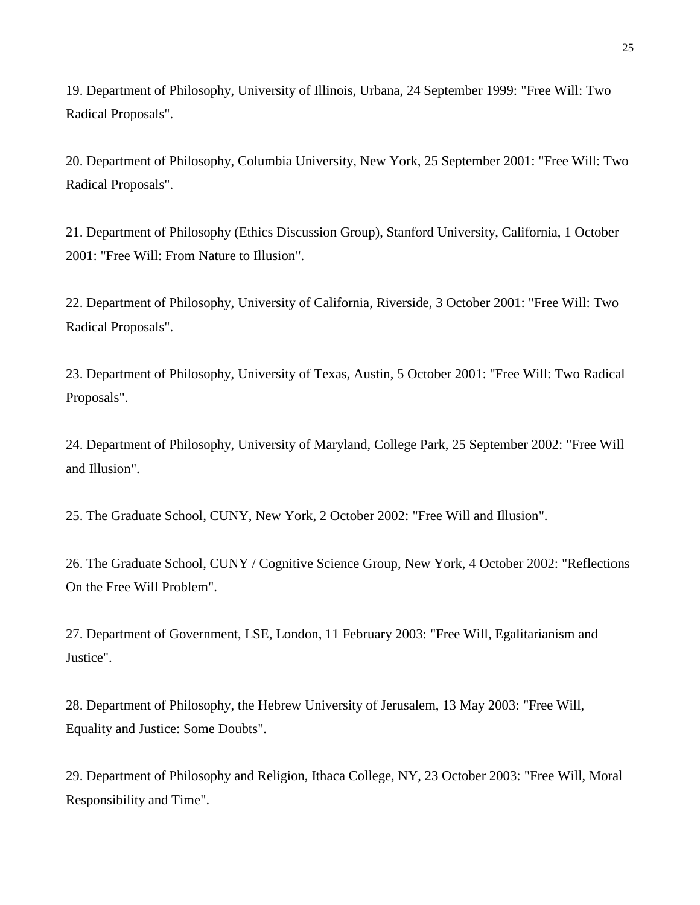19. Department of Philosophy, University of Illinois, Urbana, 24 September 1999: "Free Will: Two Radical Proposals".

20. Department of Philosophy, Columbia University, New York, 25 September 2001: "Free Will: Two Radical Proposals".

21. Department of Philosophy (Ethics Discussion Group), Stanford University, California, 1 October 2001: "Free Will: From Nature to Illusion".

22. Department of Philosophy, University of California, Riverside, 3 October 2001: "Free Will: Two Radical Proposals".

23. Department of Philosophy, University of Texas, Austin, 5 October 2001: "Free Will: Two Radical Proposals".

24. Department of Philosophy, University of Maryland, College Park, 25 September 2002: "Free Will and Illusion".

25. The Graduate School, CUNY, New York, 2 October 2002: "Free Will and Illusion".

26. The Graduate School, CUNY / Cognitive Science Group, New York, 4 October 2002: "Reflections On the Free Will Problem".

27. Department of Government, LSE, London, 11 February 2003: "Free Will, Egalitarianism and Justice".

28. Department of Philosophy, the Hebrew University of Jerusalem, 13 May 2003: "Free Will, Equality and Justice: Some Doubts".

29. Department of Philosophy and Religion, Ithaca College, NY, 23 October 2003: "Free Will, Moral Responsibility and Time".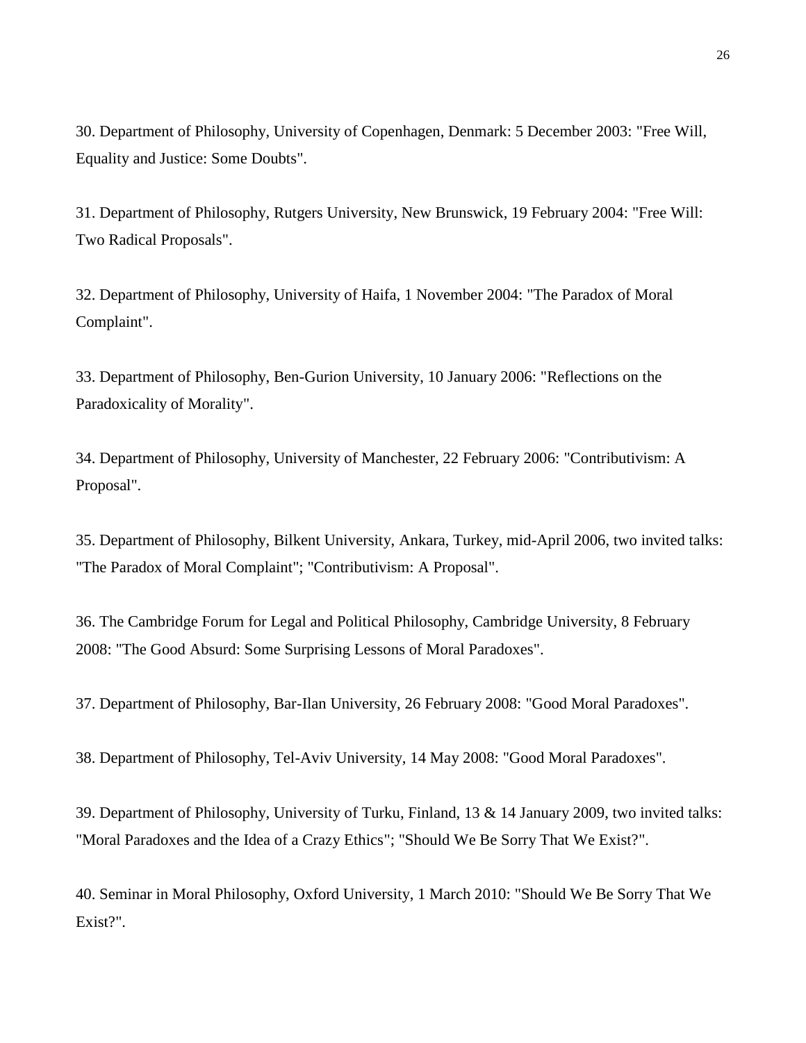30. Department of Philosophy, University of Copenhagen, Denmark: 5 December 2003: "Free Will, Equality and Justice: Some Doubts".

31. Department of Philosophy, Rutgers University, New Brunswick, 19 February 2004: "Free Will: Two Radical Proposals".

32. Department of Philosophy, University of Haifa, 1 November 2004: "The Paradox of Moral Complaint".

33. Department of Philosophy, Ben-Gurion University, 10 January 2006: "Reflections on the Paradoxicality of Morality".

34. Department of Philosophy, University of Manchester, 22 February 2006: "Contributivism: A Proposal".

35. Department of Philosophy, Bilkent University, Ankara, Turkey, mid-April 2006, two invited talks: "The Paradox of Moral Complaint"; "Contributivism: A Proposal".

36. The Cambridge Forum for Legal and Political Philosophy, Cambridge University, 8 February 2008: "The Good Absurd: Some Surprising Lessons of Moral Paradoxes".

37. Department of Philosophy, Bar-Ilan University, 26 February 2008: "Good Moral Paradoxes".

38. Department of Philosophy, Tel-Aviv University, 14 May 2008: "Good Moral Paradoxes".

39. Department of Philosophy, University of Turku, Finland, 13 & 14 January 2009, two invited talks: "Moral Paradoxes and the Idea of a Crazy Ethics"; "Should We Be Sorry That We Exist?".

40. Seminar in Moral Philosophy, Oxford University, 1 March 2010: "Should We Be Sorry That We Exist?".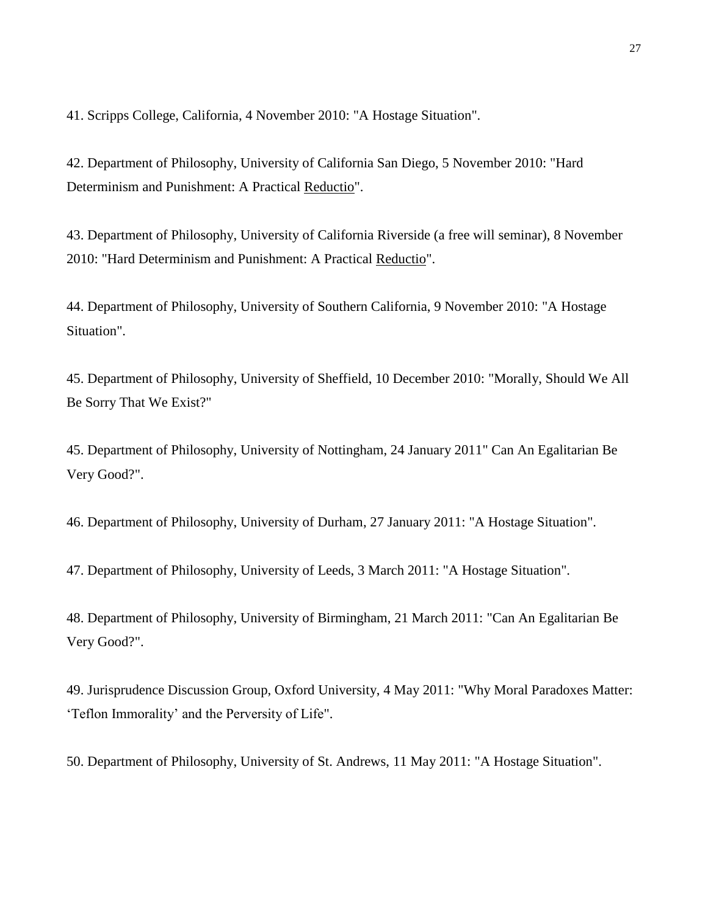41. Scripps College, California, 4 November 2010: "A Hostage Situation".

42. Department of Philosophy, University of California San Diego, 5 November 2010: "Hard Determinism and Punishment: A Practical Reductio".

43. Department of Philosophy, University of California Riverside (a free will seminar), 8 November 2010: "Hard Determinism and Punishment: A Practical Reductio".

44. Department of Philosophy, University of Southern California, 9 November 2010: "A Hostage Situation".

45. Department of Philosophy, University of Sheffield, 10 December 2010: "Morally, Should We All Be Sorry That We Exist?"

45. Department of Philosophy, University of Nottingham, 24 January 2011" Can An Egalitarian Be Very Good?".

46. Department of Philosophy, University of Durham, 27 January 2011: "A Hostage Situation".

47. Department of Philosophy, University of Leeds, 3 March 2011: "A Hostage Situation".

48. Department of Philosophy, University of Birmingham, 21 March 2011: "Can An Egalitarian Be Very Good?".

49. Jurisprudence Discussion Group, Oxford University, 4 May 2011: "Why Moral Paradoxes Matter: 'Teflon Immorality' and the Perversity of Life".

50. Department of Philosophy, University of St. Andrews, 11 May 2011: "A Hostage Situation".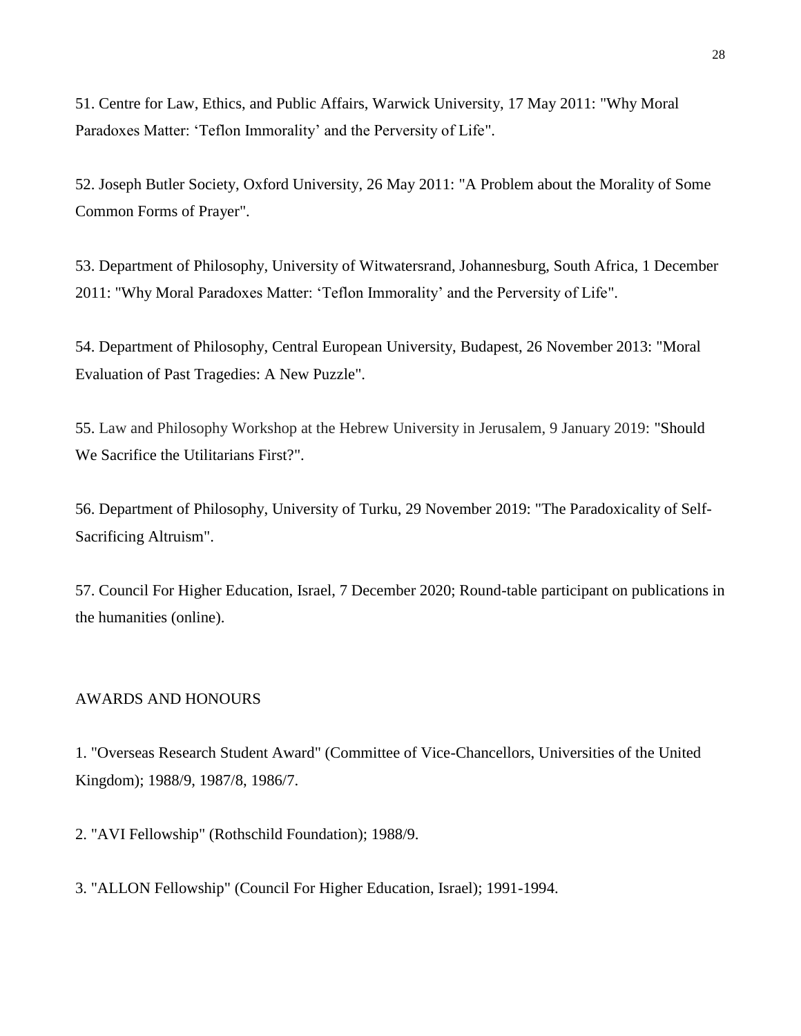51. Centre for Law, Ethics, and Public Affairs, Warwick University, 17 May 2011: "Why Moral Paradoxes Matter: 'Teflon Immorality' and the Perversity of Life".

52. Joseph Butler Society, Oxford University, 26 May 2011: "A Problem about the Morality of Some Common Forms of Prayer".

53. Department of Philosophy, University of Witwatersrand, Johannesburg, South Africa, 1 December 2011: "Why Moral Paradoxes Matter: 'Teflon Immorality' and the Perversity of Life".

54. Department of Philosophy, Central European University, Budapest, 26 November 2013: "Moral Evaluation of Past Tragedies: A New Puzzle".

55. Law and Philosophy Workshop at the Hebrew University in Jerusalem, 9 January 2019: "Should We Sacrifice the Utilitarians First?".

56. Department of Philosophy, University of Turku, 29 November 2019: "The Paradoxicality of Self-Sacrificing Altruism".

57. Council For Higher Education, Israel, 7 December 2020; Round-table participant on publications in the humanities (online).

## AWARDS AND HONOURS

1. "Overseas Research Student Award" (Committee of Vice-Chancellors, Universities of the United Kingdom); 1988/9, 1987/8, 1986/7.

2. "AVI Fellowship" (Rothschild Foundation); 1988/9.

3. "ALLON Fellowship" (Council For Higher Education, Israel); 1991-1994.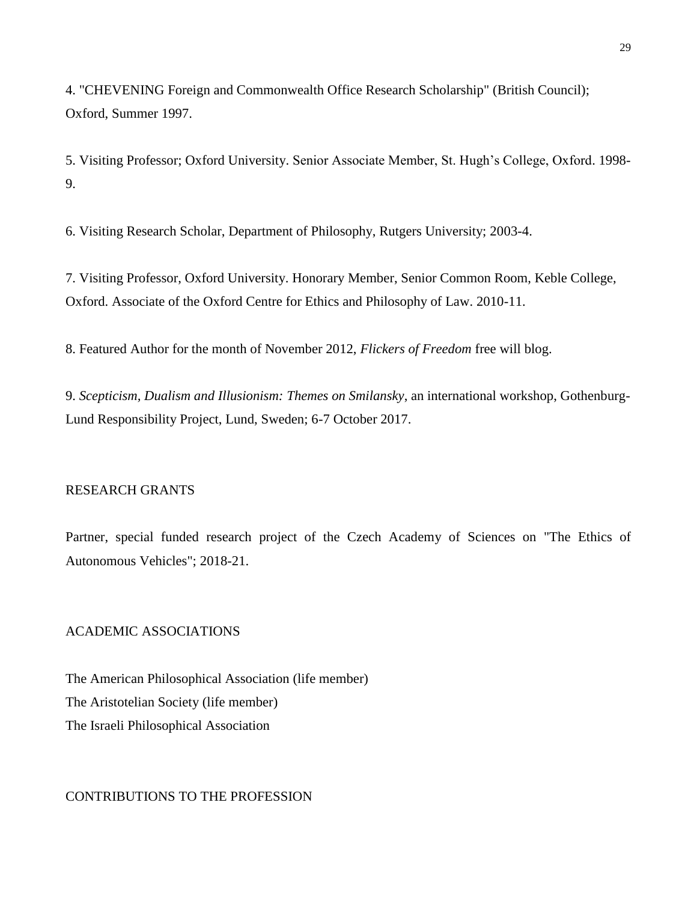4. "CHEVENING Foreign and Commonwealth Office Research Scholarship" (British Council); Oxford, Summer 1997.

5. Visiting Professor; Oxford University. Senior Associate Member, St. Hugh's College, Oxford. 1998-9.

6. Visiting Research Scholar, Department of Philosophy, Rutgers University; 2003-4.

7. Visiting Professor, Oxford University. Honorary Member, Senior Common Room, Keble College, Oxford. Associate of the Oxford Centre for Ethics and Philosophy of Law. 2010-11.

8. Featured Author for the month of November 2012, *Flickers of Freedom* free will blog.

9. *Scepticism, Dualism and Illusionism: Themes on Smilansky*, an international workshop, Gothenburg-Lund Responsibility Project, Lund, Sweden; 6-7 October 2017.

## RESEARCH GRANTS

Partner, special funded research project of the Czech Academy of Sciences on "The Ethics of Autonomous Vehicles"; 2018-21.

## ACADEMIC ASSOCIATIONS

The American Philosophical Association (life member)
The Aristotelian Society (life member)
The Israeli Philosophical Association

## CONTRIBUTIONS TO THE PROFESSION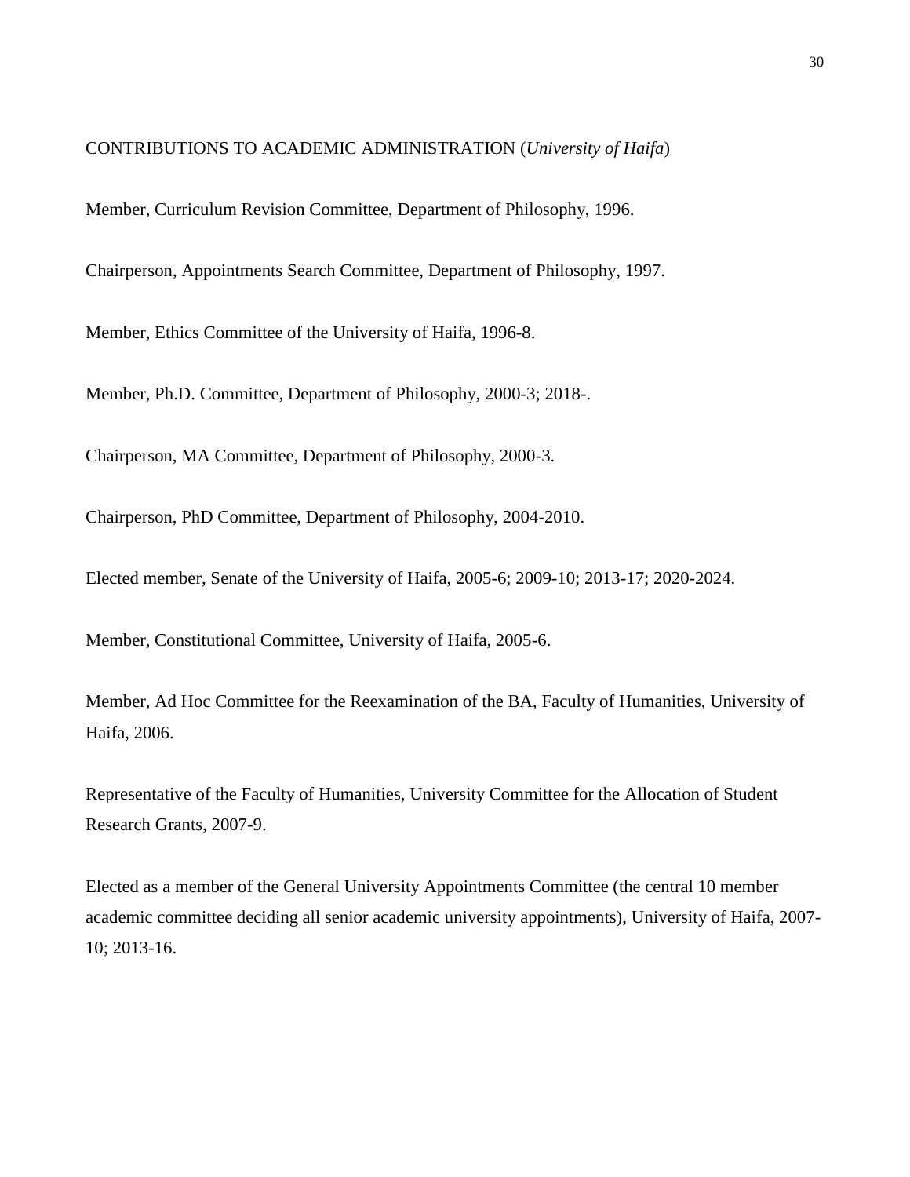CONTRIBUTIONS TO ACADEMIC ADMINISTRATION (*University of Haifa*)

Member, Curriculum Revision Committee, Department of Philosophy, 1996.

Chairperson, Appointments Search Committee, Department of Philosophy, 1997.

Member, Ethics Committee of the University of Haifa, 1996-8.

Member, Ph.D. Committee, Department of Philosophy, 2000-3; 2018-.

Chairperson, MA Committee, Department of Philosophy, 2000-3.

Chairperson, PhD Committee, Department of Philosophy, 2004-2010.

Elected member, Senate of the University of Haifa, 2005-6; 2009-10; 2013-17; 2020-2024.

Member, Constitutional Committee, University of Haifa, 2005-6.

Member, Ad Hoc Committee for the Reexamination of the BA, Faculty of Humanities, University of Haifa, 2006.

Representative of the Faculty of Humanities, University Committee for the Allocation of Student Research Grants, 2007-9.

Elected as a member of the General University Appointments Committee (the central 10 member academic committee deciding all senior academic university appointments), University of Haifa, 2007-10; 2013-16.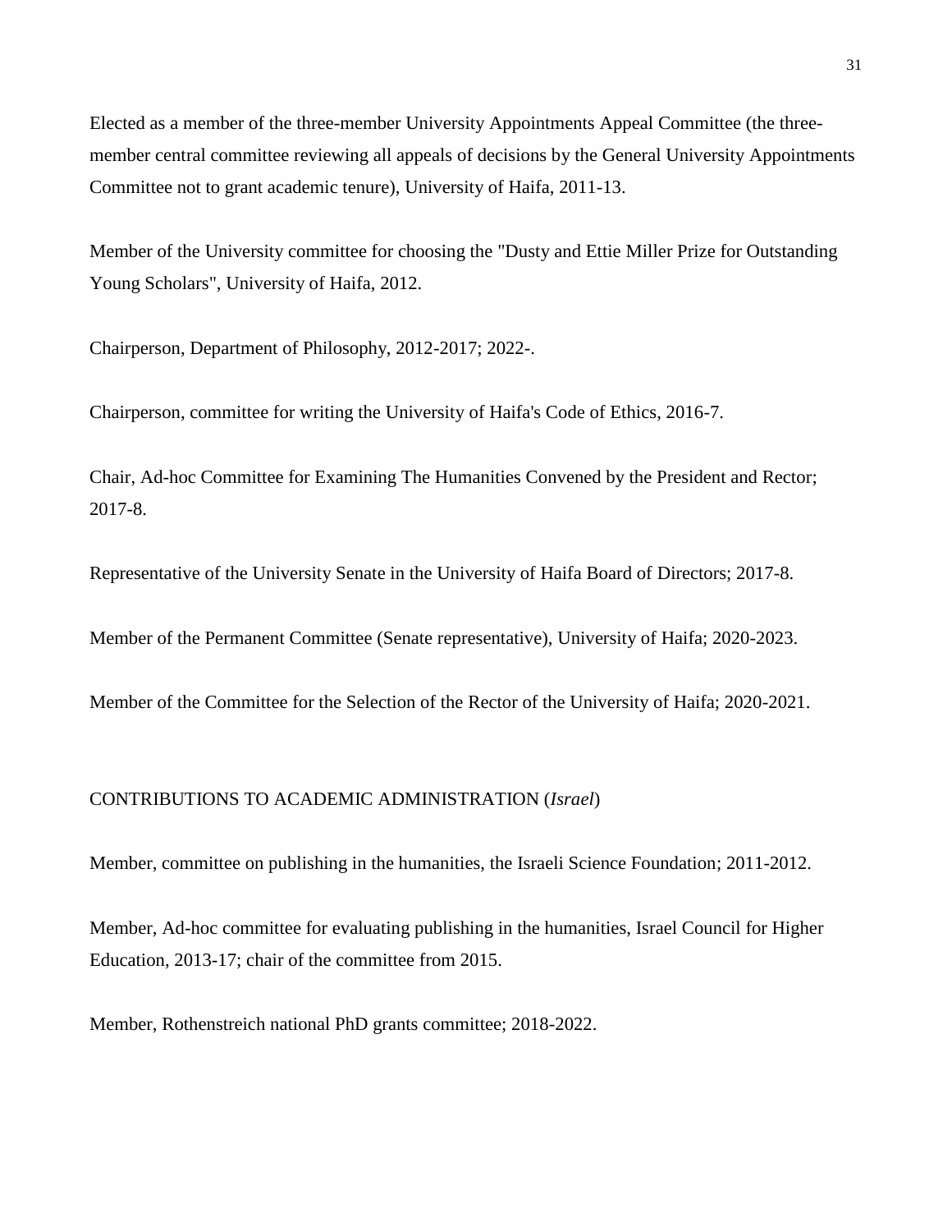Elected as a member of the three-member University Appointments Appeal Committee (the three-member central committee reviewing all appeals of decisions by the General University Appointments Committee not to grant academic tenure), University of Haifa, 2011-13.

Member of the University committee for choosing the "Dusty and Ettie Miller Prize for Outstanding Young Scholars", University of Haifa, 2012.

Chairperson, Department of Philosophy, 2012-2017; 2022-.

Chairperson, committee for writing the University of Haifa's Code of Ethics, 2016-7.

Chair, Ad-hoc Committee for Examining The Humanities Convened by the President and Rector; 2017-8.

Representative of the University Senate in the University of Haifa Board of Directors; 2017-8.

Member of the Permanent Committee (Senate representative), University of Haifa; 2020-2023.

Member of the Committee for the Selection of the Rector of the University of Haifa; 2020-2021.

## CONTRIBUTIONS TO ACADEMIC ADMINISTRATION (*Israel*)

Member, committee on publishing in the humanities, the Israeli Science Foundation; 2011-2012.

Member, Ad-hoc committee for evaluating publishing in the humanities, Israel Council for Higher Education, 2013-17; chair of the committee from 2015.

Member, Rothenstreich national PhD grants committee; 2018-2022.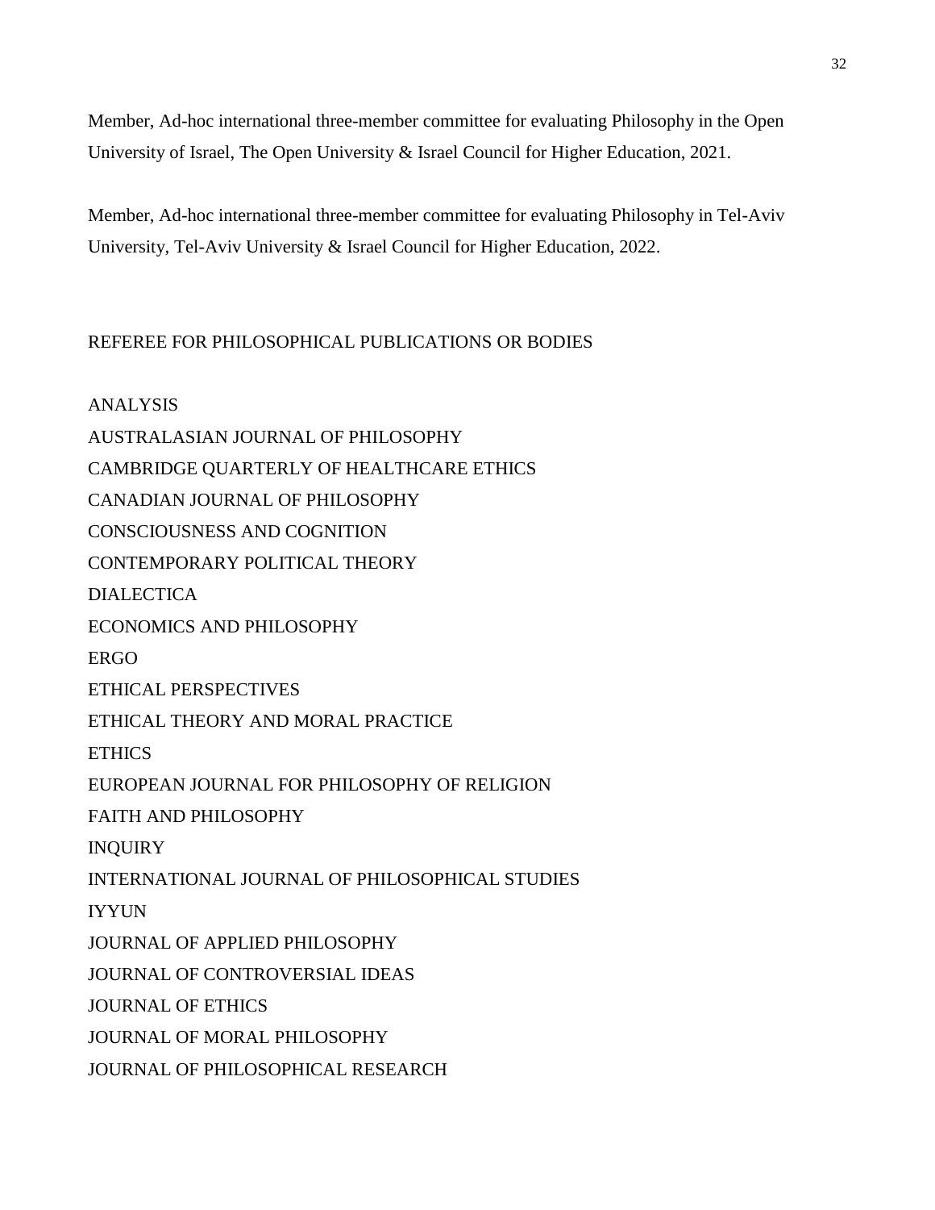Member, Ad-hoc international three-member committee for evaluating Philosophy in the Open University of Israel, The Open University & Israel Council for Higher Education, 2021.

Member, Ad-hoc international three-member committee for evaluating Philosophy in Tel-Aviv University, Tel-Aviv University & Israel Council for Higher Education, 2022.

## REFEREE FOR PHILOSOPHICAL PUBLICATIONS OR BODIES

ANALYSIS  
AUSTRALASIAN JOURNAL OF PHILOSOPHY  
CAMBRIDGE QUARTERLY OF HEALTHCARE ETHICS  
CANADIAN JOURNAL OF PHILOSOPHY  
CONSCIOUSNESS AND COGNITION  
CONTEMPORARY POLITICAL THEORY  
DIALECTICA  
ECONOMICS AND PHILOSOPHY  
ERGO  
ETHICAL PERSPECTIVES  
ETHICAL THEORY AND MORAL PRACTICE  
ETHICS  
EUROPEAN JOURNAL FOR PHILOSOPHY OF RELIGION  
FAITH AND PHILOSOPHY  
INQUIRY  
INTERNATIONAL JOURNAL OF PHILOSOPHICAL STUDIES  
IYYUN  
JOURNAL OF APPLIED PHILOSOPHY  
JOURNAL OF CONTROVERSIAL IDEAS  
JOURNAL OF ETHICS  
JOURNAL OF MORAL PHILOSOPHY  
JOURNAL OF PHILOSOPHICAL RESEARCH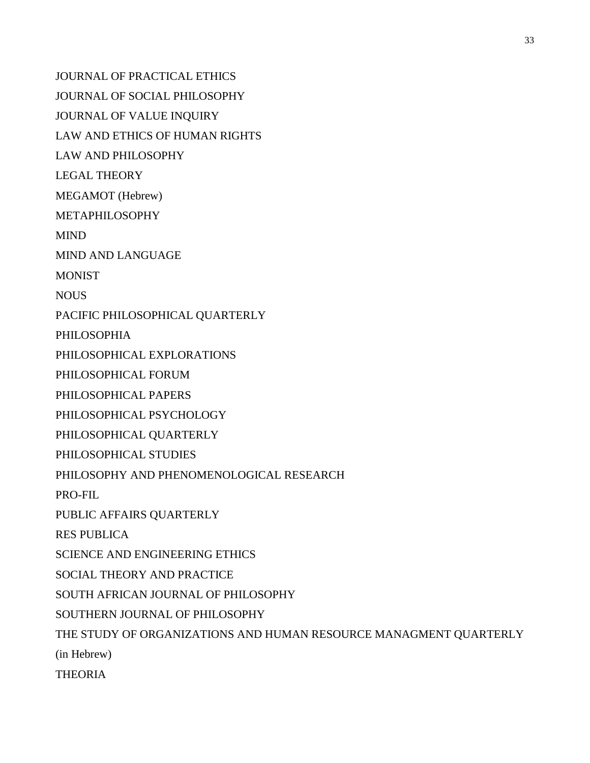JOURNAL OF PRACTICAL ETHICS

JOURNAL OF SOCIAL PHILOSOPHY

JOURNAL OF VALUE INQUIRY

LAW AND ETHICS OF HUMAN RIGHTS

LAW AND PHILOSOPHY

LEGAL THEORY

MEGAMOT (Hebrew)

METAPHILOSOPHY

MIND

MIND AND LANGUAGE

MONIST

NOUS

PACIFIC PHILOSOPHICAL QUARTERLY

PHILOSOPHIA

PHILOSOPHICAL EXPLORATIONS

PHILOSOPHICAL FORUM

PHILOSOPHICAL PAPERS

PHILOSOPHICAL PSYCHOLOGY

PHILOSOPHICAL QUARTERLY

PHILOSOPHICAL STUDIES

PHILOSOPHY AND PHENOMENOLOGICAL RESEARCH

PRO-FIL

PUBLIC AFFAIRS QUARTERLY

RES PUBLICA

SCIENCE AND ENGINEERING ETHICS

SOCIAL THEORY AND PRACTICE

SOUTH AFRICAN JOURNAL OF PHILOSOPHY

SOUTHERN JOURNAL OF PHILOSOPHY

THE STUDY OF ORGANIZATIONS AND HUMAN RESOURCE MANAGMENT QUARTERLY (in Hebrew)

THEORIA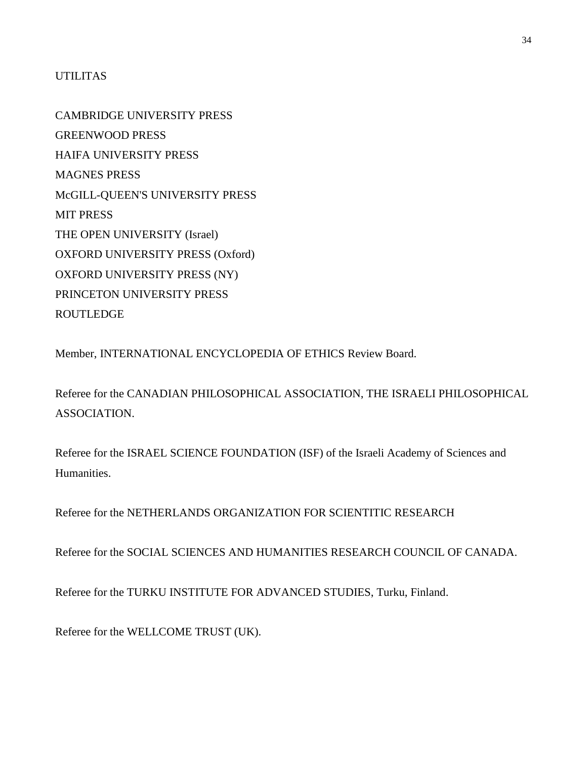UTILITAS

CAMBRIDGE UNIVERSITY PRESS
GREENWOOD PRESS
HAIFA UNIVERSITY PRESS
MAGNES PRESS
McGILL-QUEEN'S UNIVERSITY PRESS
MIT PRESS
THE OPEN UNIVERSITY (Israel)
OXFORD UNIVERSITY PRESS (Oxford)
OXFORD UNIVERSITY PRESS (NY)
PRINCETON UNIVERSITY PRESS
ROUTLEDGE

Member, INTERNATIONAL ENCYCLOPEDIA OF ETHICS Review Board.

Referee for the CANADIAN PHILOSOPHICAL ASSOCIATION, THE ISRAELI PHILOSOPHICAL ASSOCIATION.

Referee for the ISRAEL SCIENCE FOUNDATION (ISF) of the Israeli Academy of Sciences and Humanities.

Referee for the NETHERLANDS ORGANIZATION FOR SCIENTITIC RESEARCH

Referee for the SOCIAL SCIENCES AND HUMANITIES RESEARCH COUNCIL OF CANADA.

Referee for the TURKU INSTITUTE FOR ADVANCED STUDIES, Turku, Finland.

Referee for the WELLCOME TRUST (UK).